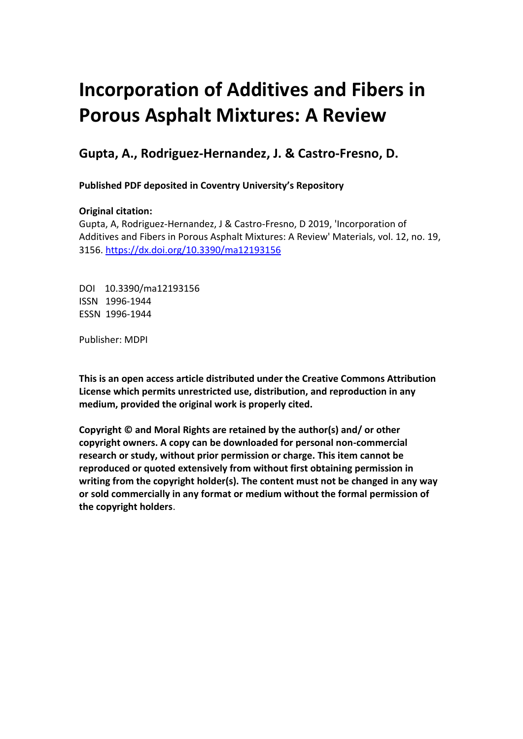# Incorporation of Additives and Fibers in Porous Asphalt Mixtures: A Review

## Gupta, A., Rodriguez-Hernandez, J. & Castro-Fresno, D.

**Published PDF deposited in Coventry University's Repository**

**Original citation:**
Gupta, A, Rodriguez-Hernandez, J & Castro-Fresno, D 2019, 'Incorporation of Additives and Fibers in Porous Asphalt Mixtures: A Review' Materials, vol. 12, no. 19, 3156. https://dx.doi.org/10.3390/ma12193156

DOI 10.3390/ma12193156
ISSN 1996-1944
ESSN 1996-1944

Publisher: MDPI

**This is an open access article distributed under the Creative Commons Attribution License which permits unrestricted use, distribution, and reproduction in any medium, provided the original work is properly cited.**

**Copyright © and Moral Rights are retained by the author(s) and/ or other copyright owners. A copy can be downloaded for personal non-commercial research or study, without prior permission or charge. This item cannot be reproduced or quoted extensively from without first obtaining permission in writing from the copyright holder(s). The content must not be changed in any way or sold commercially in any format or medium without the formal permission of the copyright holders**.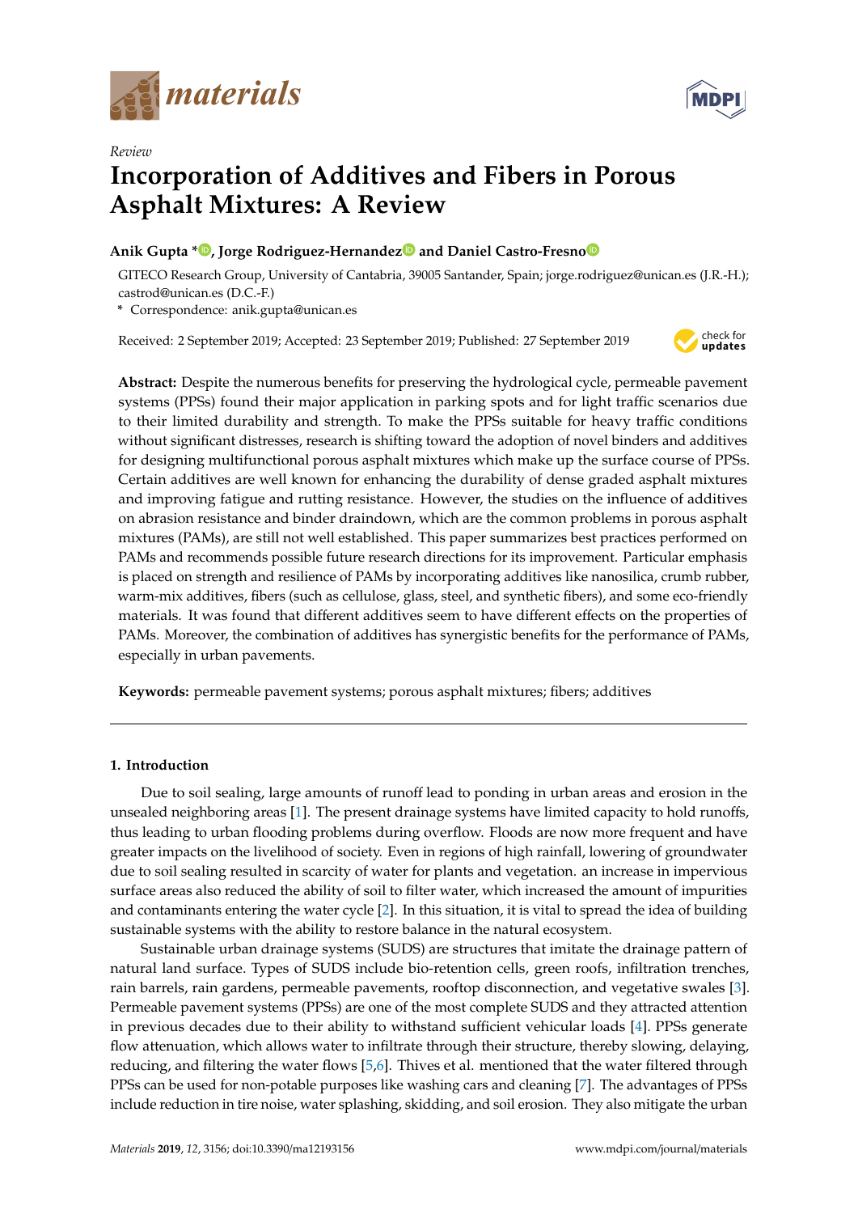*materials*

Review

# Incorporation of Additives and Fibers in Porous Asphalt Mixtures: A Review

**Anik Gupta** *, **Jorge Rodriguez-Hernandez** and **Daniel Castro-Fresno**

GITECO Research Group, University of Cantabria, 39005 Santander, Spain; jorge.rodriguez@unican.es (J.R.-H.); castrod@unican.es (D.C.-F.)

* Correspondence: anik.gupta@unican.es

Received: 2 September 2019; Accepted: 23 September 2019; Published: 27 September 2019

**Abstract:** Despite the numerous benefits for preserving the hydrological cycle, permeable pavement systems (PPSs) found their major application in parking spots and for light traffic scenarios due to their limited durability and strength. To make the PPSs suitable for heavy traffic conditions without significant distresses, research is shifting toward the adoption of novel binders and additives for designing multifunctional porous asphalt mixtures which make up the surface course of PPSs. Certain additives are well known for enhancing the durability of dense graded asphalt mixtures and improving fatigue and rutting resistance. However, the studies on the influence of additives on abrasion resistance and binder draindown, which are the common problems in porous asphalt mixtures (PAMs), are still not well established. This paper summarizes best practices performed on PAMs and recommends possible future research directions for its improvement. Particular emphasis is placed on strength and resilience of PAMs by incorporating additives like nanosilica, crumb rubber, warm-mix additives, fibers (such as cellulose, glass, steel, and synthetic fibers), and some eco-friendly materials. It was found that different additives seem to have different effects on the properties of PAMs. Moreover, the combination of additives has synergistic benefits for the performance of PAMs, especially in urban pavements.

**Keywords:** permeable pavement systems; porous asphalt mixtures; fibers; additives

## 1. Introduction

Due to soil sealing, large amounts of runoff lead to ponding in urban areas and erosion in the unsealed neighboring areas [1]. The present drainage systems have limited capacity to hold runoffs, thus leading to urban flooding problems during overflow. Floods are now more frequent and have greater impacts on the livelihood of society. Even in regions of high rainfall, lowering of groundwater due to soil sealing resulted in scarcity of water for plants and vegetation. an increase in impervious surface areas also reduced the ability of soil to filter water, which increased the amount of impurities and contaminants entering the water cycle [2]. In this situation, it is vital to spread the idea of building sustainable systems with the ability to restore balance in the natural ecosystem.

Sustainable urban drainage systems (SUDS) are structures that imitate the drainage pattern of natural land surface. Types of SUDS include bio-retention cells, green roofs, infiltration trenches, rain barrels, rain gardens, permeable pavements, rooftop disconnection, and vegetative swales [3]. Permeable pavement systems (PPSs) are one of the most complete SUDS and they attracted attention in previous decades due to their ability to withstand sufficient vehicular loads [4]. PPSs generate flow attenuation, which allows water to infiltrate through their structure, thereby slowing, delaying, reducing, and filtering the water flows [5,6]. Thives et al. mentioned that the water filtered through PPSs can be used for non-potable purposes like washing cars and cleaning [7]. The advantages of PPSs include reduction in tire noise, water splashing, skidding, and soil erosion. They also mitigate the urban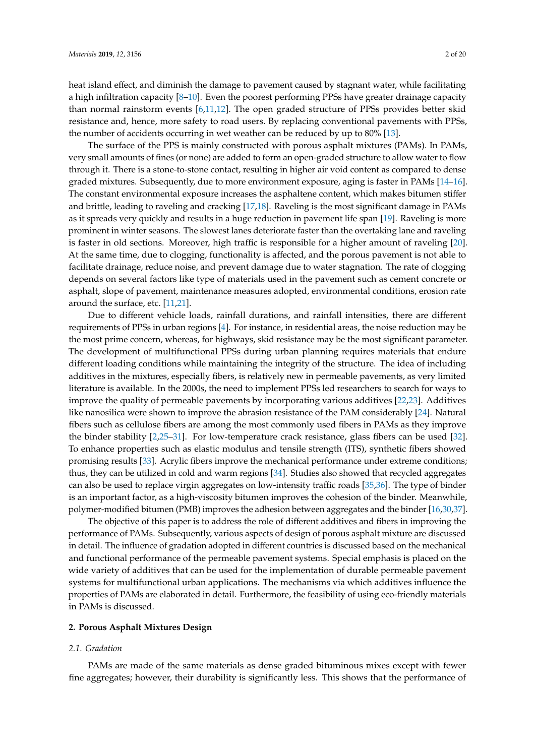heat island effect, and diminish the damage to pavement caused by stagnant water, while facilitating a high infiltration capacity [8–10]. Even the poorest performing PPSs have greater drainage capacity than normal rainstorm events [6,11,12]. The open graded structure of PPSs provides better skid resistance and, hence, more safety to road users. By replacing conventional pavements with PPSs, the number of accidents occurring in wet weather can be reduced by up to 80% [13].

The surface of the PPS is mainly constructed with porous asphalt mixtures (PAMs). In PAMs, very small amounts of fines (or none) are added to form an open-graded structure to allow water to flow through it. There is a stone-to-stone contact, resulting in higher air void content as compared to dense graded mixtures. Subsequently, due to more environment exposure, aging is faster in PAMs [14–16]. The constant environmental exposure increases the asphaltene content, which makes bitumen stiffer and brittle, leading to raveling and cracking [17,18]. Raveling is the most significant damage in PAMs as it spreads very quickly and results in a huge reduction in pavement life span [19]. Raveling is more prominent in winter seasons. The slowest lanes deteriorate faster than the overtaking lane and raveling is faster in old sections. Moreover, high traffic is responsible for a higher amount of raveling [20]. At the same time, due to clogging, functionality is affected, and the porous pavement is not able to facilitate drainage, reduce noise, and prevent damage due to water stagnation. The rate of clogging depends on several factors like type of materials used in the pavement such as cement concrete or asphalt, slope of pavement, maintenance measures adopted, environmental conditions, erosion rate around the surface, etc. [11,21].

Due to different vehicle loads, rainfall durations, and rainfall intensities, there are different requirements of PPSs in urban regions [4]. For instance, in residential areas, the noise reduction may be the most prime concern, whereas, for highways, skid resistance may be the most significant parameter. The development of multifunctional PPSs during urban planning requires materials that endure different loading conditions while maintaining the integrity of the structure. The idea of including additives in the mixtures, especially fibers, is relatively new in permeable pavements, as very limited literature is available. In the 2000s, the need to implement PPSs led researchers to search for ways to improve the quality of permeable pavements by incorporating various additives [22,23]. Additives like nanosilica were shown to improve the abrasion resistance of the PAM considerably [24]. Natural fibers such as cellulose fibers are among the most commonly used fibers in PAMs as they improve the binder stability [2,25–31]. For low-temperature crack resistance, glass fibers can be used [32]. To enhance properties such as elastic modulus and tensile strength (ITS), synthetic fibers showed promising results [33]. Acrylic fibers improve the mechanical performance under extreme conditions; thus, they can be utilized in cold and warm regions [34]. Studies also showed that recycled aggregates can also be used to replace virgin aggregates on low-intensity traffic roads [35,36]. The type of binder is an important factor, as a high-viscosity bitumen improves the cohesion of the binder. Meanwhile, polymer-modified bitumen (PMB) improves the adhesion between aggregates and the binder [16,30,37].

The objective of this paper is to address the role of different additives and fibers in improving the performance of PAMs. Subsequently, various aspects of design of porous asphalt mixture are discussed in detail. The influence of gradation adopted in different countries is discussed based on the mechanical and functional performance of the permeable pavement systems. Special emphasis is placed on the wide variety of additives that can be used for the implementation of durable permeable pavement systems for multifunctional urban applications. The mechanisms via which additives influence the properties of PAMs are elaborated in detail. Furthermore, the feasibility of using eco-friendly materials in PAMs is discussed.

## 2. Porous Asphalt Mixtures Design

### 2.1. Gradation

PAMs are made of the same materials as dense graded bituminous mixes except with fewer fine aggregates; however, their durability is significantly less. This shows that the performance of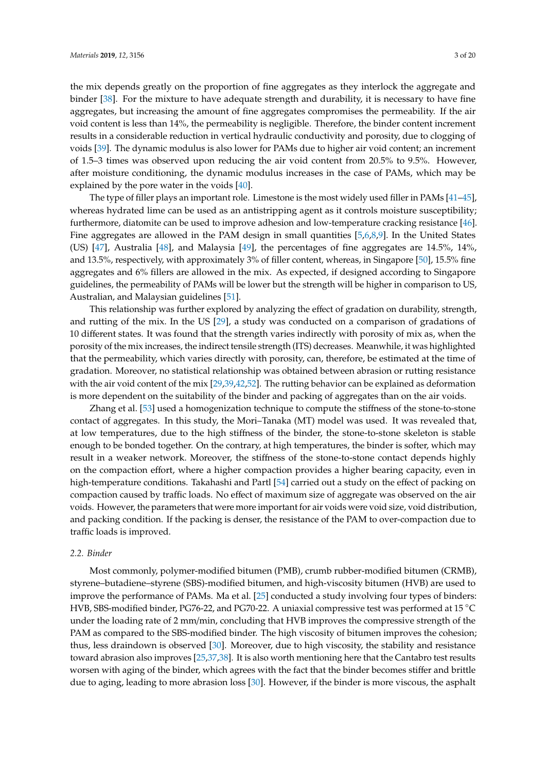the mix depends greatly on the proportion of fine aggregates as they interlock the aggregate and binder [38]. For the mixture to have adequate strength and durability, it is necessary to have fine aggregates, but increasing the amount of fine aggregates compromises the permeability. If the air void content is less than 14%, the permeability is negligible. Therefore, the binder content increment results in a considerable reduction in vertical hydraulic conductivity and porosity, due to clogging of voids [39]. The dynamic modulus is also lower for PAMs due to higher air void content; an increment of 1.5–3 times was observed upon reducing the air void content from 20.5% to 9.5%. However, after moisture conditioning, the dynamic modulus increases in the case of PAMs, which may be explained by the pore water in the voids [40].

The type of filler plays an important role. Limestone is the most widely used filler in PAMs [41–45], whereas hydrated lime can be used as an antistripping agent as it controls moisture susceptibility; furthermore, diatomite can be used to improve adhesion and low-temperature cracking resistance [46]. Fine aggregates are allowed in the PAM design in small quantities [5,6,8,9]. In the United States (US) [47], Australia [48], and Malaysia [49], the percentages of fine aggregates are 14.5%, 14%, and 13.5%, respectively, with approximately 3% of filler content, whereas, in Singapore [50], 15.5% fine aggregates and 6% fillers are allowed in the mix. As expected, if designed according to Singapore guidelines, the permeability of PAMs will be lower but the strength will be higher in comparison to US, Australian, and Malaysian guidelines [51].

This relationship was further explored by analyzing the effect of gradation on durability, strength, and rutting of the mix. In the US [29], a study was conducted on a comparison of gradations of 10 different states. It was found that the strength varies indirectly with porosity of mix as, when the porosity of the mix increases, the indirect tensile strength (ITS) decreases. Meanwhile, it was highlighted that the permeability, which varies directly with porosity, can, therefore, be estimated at the time of gradation. Moreover, no statistical relationship was obtained between abrasion or rutting resistance with the air void content of the mix [29,39,42,52]. The rutting behavior can be explained as deformation is more dependent on the suitability of the binder and packing of aggregates than on the air voids.

Zhang et al. [53] used a homogenization technique to compute the stiffness of the stone-to-stone contact of aggregates. In this study, the Mori–Tanaka (MT) model was used. It was revealed that, at low temperatures, due to the high stiffness of the binder, the stone-to-stone skeleton is stable enough to be bonded together. On the contrary, at high temperatures, the binder is softer, which may result in a weaker network. Moreover, the stiffness of the stone-to-stone contact depends highly on the compaction effort, where a higher compaction provides a higher bearing capacity, even in high-temperature conditions. Takahashi and Partl [54] carried out a study on the effect of packing on compaction caused by traffic loads. No effect of maximum size of aggregate was observed on the air voids. However, the parameters that were more important for air voids were void size, void distribution, and packing condition. If the packing is denser, the resistance of the PAM to over-compaction due to traffic loads is improved.

### 2.2. Binder

Most commonly, polymer-modified bitumen (PMB), crumb rubber-modified bitumen (CRMB), styrene–butadiene–styrene (SBS)-modified bitumen, and high-viscosity bitumen (HVB) are used to improve the performance of PAMs. Ma et al. [25] conducted a study involving four types of binders: HVB, SBS-modified binder, PG76-22, and PG70-22. A uniaxial compressive test was performed at 15 °C under the loading rate of 2 mm/min, concluding that HVB improves the compressive strength of the PAM as compared to the SBS-modified binder. The high viscosity of bitumen improves the cohesion; thus, less draindown is observed [30]. Moreover, due to high viscosity, the stability and resistance toward abrasion also improves [25,37,38]. It is also worth mentioning here that the Cantabro test results worsen with aging of the binder, which agrees with the fact that the binder becomes stiffer and brittle due to aging, leading to more abrasion loss [30]. However, if the binder is more viscous, the asphalt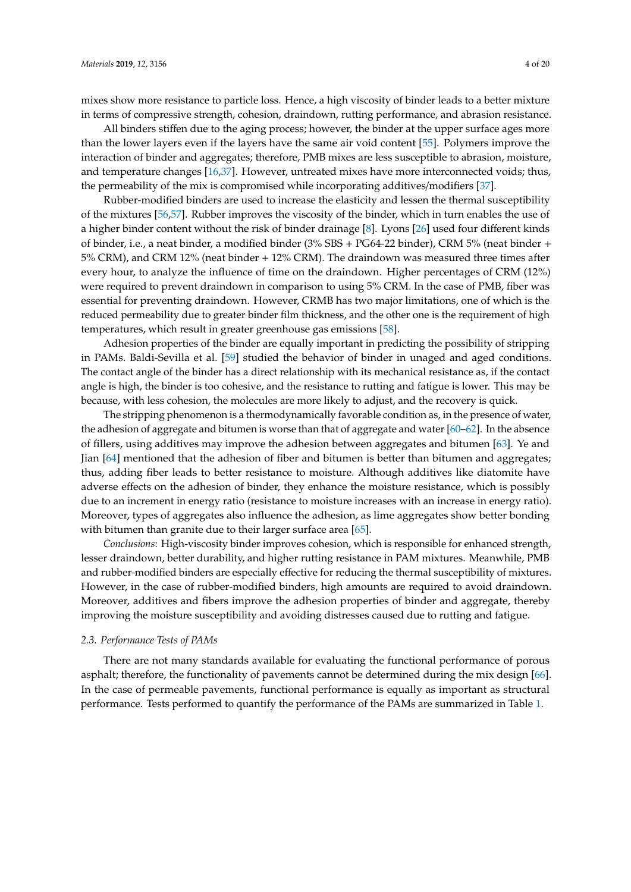mixes show more resistance to particle loss. Hence, a high viscosity of binder leads to a better mixture in terms of compressive strength, cohesion, draindown, rutting performance, and abrasion resistance.

All binders stiffen due to the aging process; however, the binder at the upper surface ages more than the lower layers even if the layers have the same air void content [55]. Polymers improve the interaction of binder and aggregates; therefore, PMB mixes are less susceptible to abrasion, moisture, and temperature changes [16,37]. However, untreated mixes have more interconnected voids; thus, the permeability of the mix is compromised while incorporating additives/modifiers [37].

Rubber-modified binders are used to increase the elasticity and lessen the thermal susceptibility of the mixtures [56,57]. Rubber improves the viscosity of the binder, which in turn enables the use of a higher binder content without the risk of binder drainage [8]. Lyons [26] used four different kinds of binder, i.e., a neat binder, a modified binder (3% SBS + PG64-22 binder), CRM 5% (neat binder + 5% CRM), and CRM 12% (neat binder + 12% CRM). The draindown was measured three times after every hour, to analyze the influence of time on the draindown. Higher percentages of CRM (12%) were required to prevent draindown in comparison to using 5% CRM. In the case of PMB, fiber was essential for preventing draindown. However, CRMB has two major limitations, one of which is the reduced permeability due to greater binder film thickness, and the other one is the requirement of high temperatures, which result in greater greenhouse gas emissions [58].

Adhesion properties of the binder are equally important in predicting the possibility of stripping in PAMs. Baldi-Sevilla et al. [59] studied the behavior of binder in unaged and aged conditions. The contact angle of the binder has a direct relationship with its mechanical resistance as, if the contact angle is high, the binder is too cohesive, and the resistance to rutting and fatigue is lower. This may be because, with less cohesion, the molecules are more likely to adjust, and the recovery is quick.

The stripping phenomenon is a thermodynamically favorable condition as, in the presence of water, the adhesion of aggregate and bitumen is worse than that of aggregate and water [60–62]. In the absence of fillers, using additives may improve the adhesion between aggregates and bitumen [63]. Ye and Jian [64] mentioned that the adhesion of fiber and bitumen is better than bitumen and aggregates; thus, adding fiber leads to better resistance to moisture. Although additives like diatomite have adverse effects on the adhesion of binder, they enhance the moisture resistance, which is possibly due to an increment in energy ratio (resistance to moisture increases with an increase in energy ratio). Moreover, types of aggregates also influence the adhesion, as lime aggregates show better bonding with bitumen than granite due to their larger surface area [65].

*Conclusions*: High-viscosity binder improves cohesion, which is responsible for enhanced strength, lesser draindown, better durability, and higher rutting resistance in PAM mixtures. Meanwhile, PMB and rubber-modified binders are especially effective for reducing the thermal susceptibility of mixtures. However, in the case of rubber-modified binders, high amounts are required to avoid draindown. Moreover, additives and fibers improve the adhesion properties of binder and aggregate, thereby improving the moisture susceptibility and avoiding distresses caused due to rutting and fatigue.

### 2.3. Performance Tests of PAMs

There are not many standards available for evaluating the functional performance of porous asphalt; therefore, the functionality of pavements cannot be determined during the mix design [66]. In the case of permeable pavements, functional performance is equally as important as structural performance. Tests performed to quantify the performance of the PAMs are summarized in Table 1.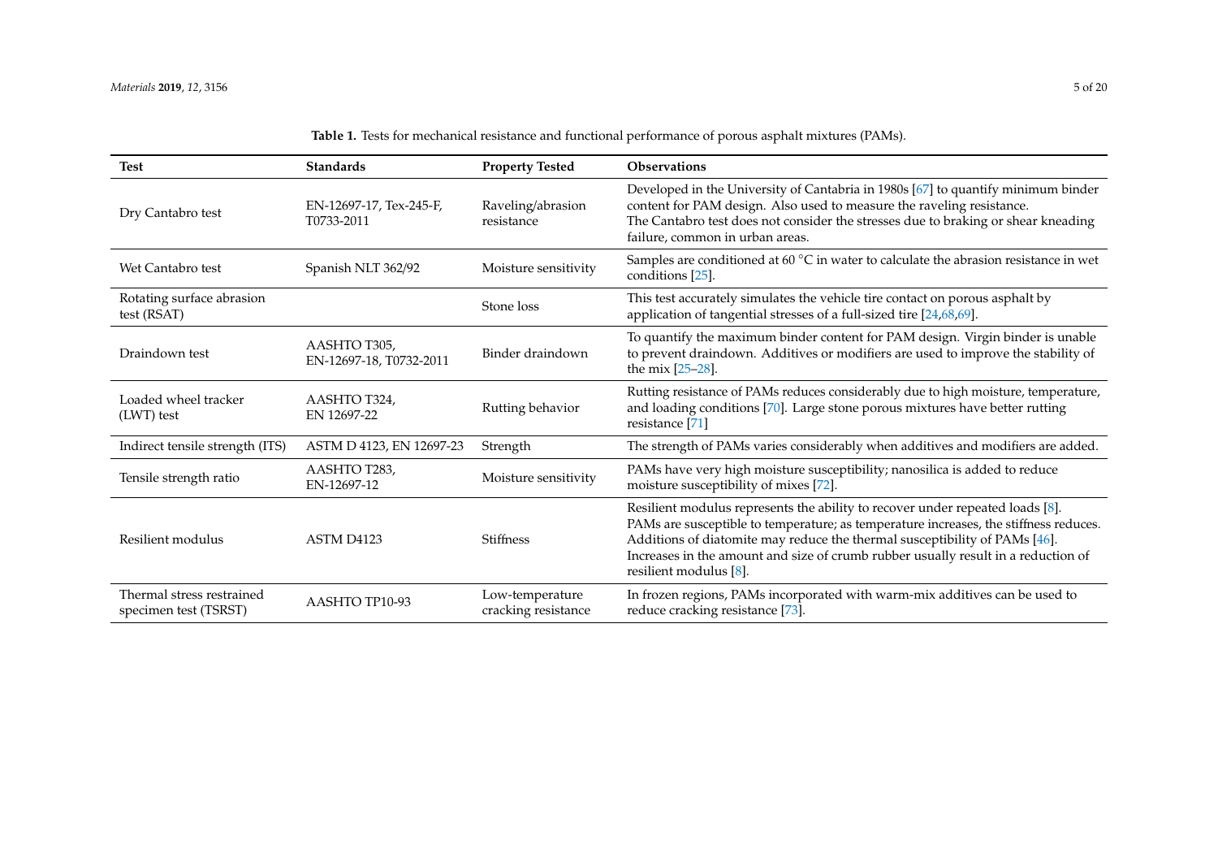**Table 1.** Tests for mechanical resistance and functional performance of porous asphalt mixtures (PAMs).

| Test | Standards | Property Tested | Observations |
|---|---|---|---|
| Dry Cantabro test | EN-12697-17, Tex-245-F, T0733-2011 | Raveling/abrasion resistance | Developed in the University of Cantabria in 1980s [67] to quantify minimum binder content for PAM design. Also used to measure the raveling resistance. The Cantabro test does not consider the stresses due to braking or shear kneading failure, common in urban areas. |
| Wet Cantabro test | Spanish NLT 362/92 | Moisture sensitivity | Samples are conditioned at 60 °C in water to calculate the abrasion resistance in wet conditions [25]. |
| Rotating surface abrasion test (RSAT) | | Stone loss | This test accurately simulates the vehicle tire contact on porous asphalt by application of tangential stresses of a full-sized tire [24,68,69]. |
| Draindown test | AASHTO T305, EN-12697-18, T0732-2011 | Binder draindown | To quantify the maximum binder content for PAM design. Virgin binder is unable to prevent draindown. Additives or modifiers are used to improve the stability of the mix [25–28]. |
| Loaded wheel tracker (LWT) test | AASHTO T324, EN 12697-22 | Rutting behavior | Rutting resistance of PAMs reduces considerably due to high moisture, temperature, and loading conditions [70]. Large stone porous mixtures have better rutting resistance [71] |
| Indirect tensile strength (ITS) | ASTM D 4123, EN 12697-23 | Strength | The strength of PAMs varies considerably when additives and modifiers are added. |
| Tensile strength ratio | AASHTO T283, EN-12697-12 | Moisture sensitivity | PAMs have very high moisture susceptibility; nanosilica is added to reduce moisture susceptibility of mixes [72]. |
| Resilient modulus | ASTM D4123 | Stiffness | Resilient modulus represents the ability to recover under repeated loads [8]. PAMs are susceptible to temperature; as temperature increases, the stiffness reduces. Additions of diatomite may reduce the thermal susceptibility of PAMs [46]. Increases in the amount and size of crumb rubber usually result in a reduction of resilient modulus [8]. |
| Thermal stress restrained specimen test (TSRST) | AASHTO TP10-93 | Low-temperature cracking resistance | In frozen regions, PAMs incorporated with warm-mix additives can be used to reduce cracking resistance [73]. |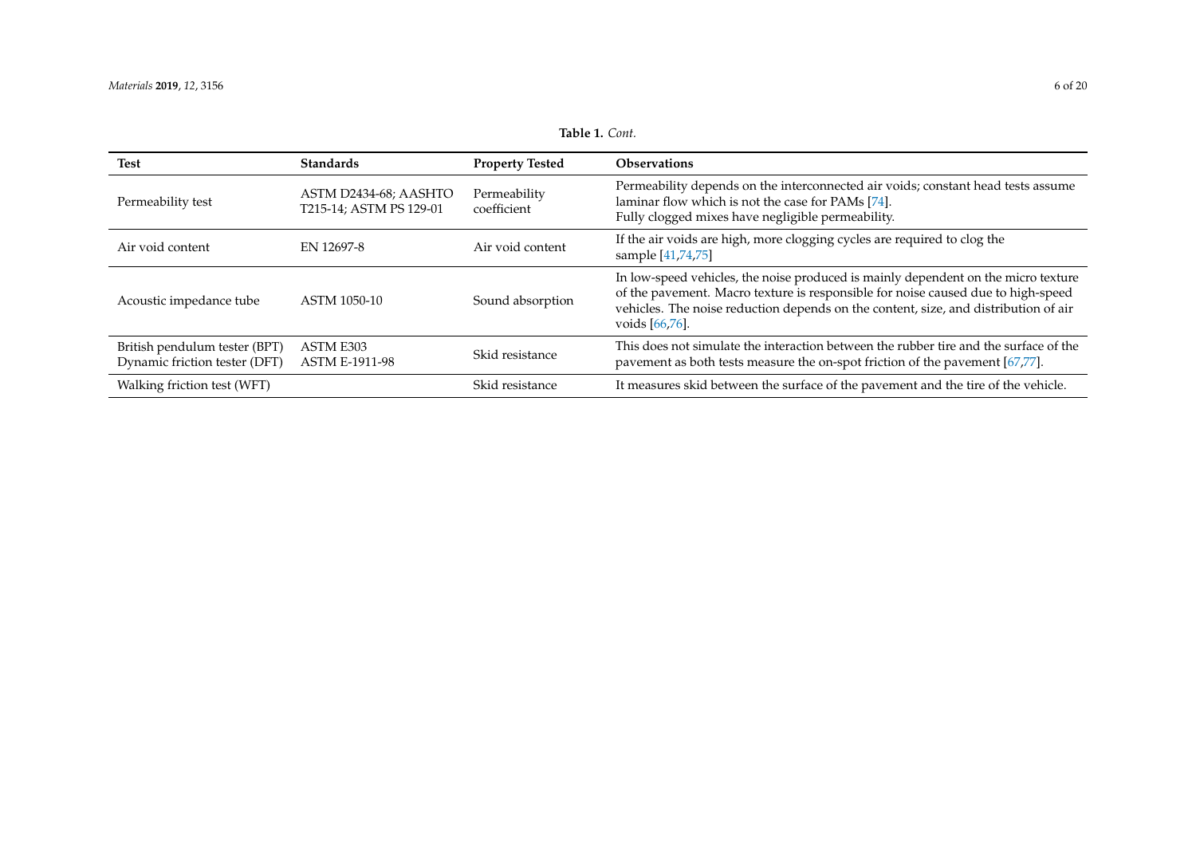**Table 1.** *Cont.*

| Test | Standards | Property Tested | Observations |
|---|---|---|---|
| Permeability test | ASTM D2434-68; AASHTO T215-14; ASTM PS 129-01 | Permeability coefficient | Permeability depends on the interconnected air voids; constant head tests assume laminar flow which is not the case for PAMs [74]. Fully clogged mixes have negligible permeability. |
| Air void content | EN 12697-8 | Air void content | If the air voids are high, more clogging cycles are required to clog the sample [41,74,75] |
| Acoustic impedance tube | ASTM 1050-10 | Sound absorption | In low-speed vehicles, the noise produced is mainly dependent on the micro texture of the pavement. Macro texture is responsible for noise caused due to high-speed vehicles. The noise reduction depends on the content, size, and distribution of air voids [66,76]. |
| British pendulum tester (BPT) Dynamic friction tester (DFT) | ASTM E303 ASTM E-1911-98 | Skid resistance | This does not simulate the interaction between the rubber tire and the surface of the pavement as both tests measure the on-spot friction of the pavement [67,77]. |
| Walking friction test (WFT) | | Skid resistance | It measures skid between the surface of the pavement and the tire of the vehicle. |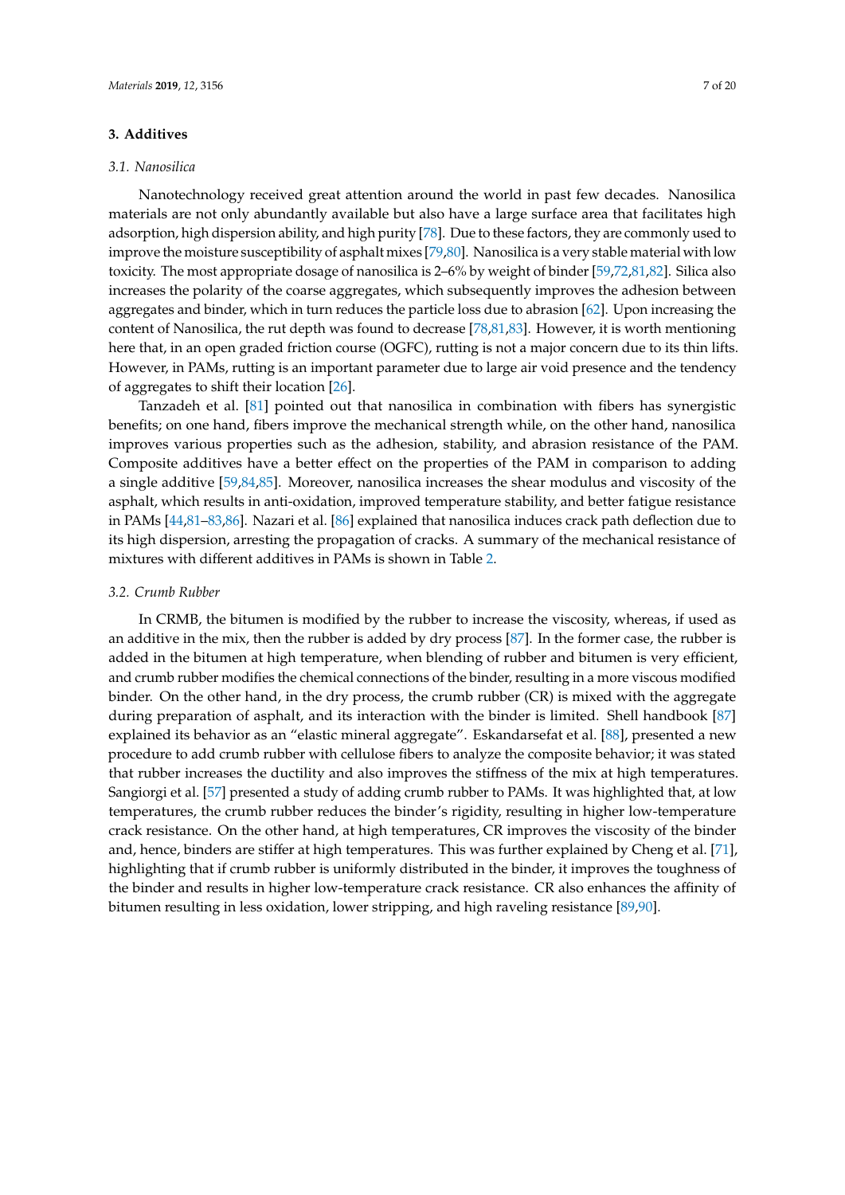## 3. Additives

### 3.1. Nanosilica

Nanotechnology received great attention around the world in past few decades. Nanosilica materials are not only abundantly available but also have a large surface area that facilitates high adsorption, high dispersion ability, and high purity [78]. Due to these factors, they are commonly used to improve the moisture susceptibility of asphalt mixes [79,80]. Nanosilica is a very stable material with low toxicity. The most appropriate dosage of nanosilica is 2–6% by weight of binder [59,72,81,82]. Silica also increases the polarity of the coarse aggregates, which subsequently improves the adhesion between aggregates and binder, which in turn reduces the particle loss due to abrasion [62]. Upon increasing the content of Nanosilica, the rut depth was found to decrease [78,81,83]. However, it is worth mentioning here that, in an open graded friction course (OGFC), rutting is not a major concern due to its thin lifts. However, in PAMs, rutting is an important parameter due to large air void presence and the tendency of aggregates to shift their location [26].

Tanzadeh et al. [81] pointed out that nanosilica in combination with fibers has synergistic benefits; on one hand, fibers improve the mechanical strength while, on the other hand, nanosilica improves various properties such as the adhesion, stability, and abrasion resistance of the PAM. Composite additives have a better effect on the properties of the PAM in comparison to adding a single additive [59,84,85]. Moreover, nanosilica increases the shear modulus and viscosity of the asphalt, which results in anti-oxidation, improved temperature stability, and better fatigue resistance in PAMs [44,81–83,86]. Nazari et al. [86] explained that nanosilica induces crack path deflection due to its high dispersion, arresting the propagation of cracks. A summary of the mechanical resistance of mixtures with different additives in PAMs is shown in Table 2.

### 3.2. Crumb Rubber

In CRMB, the bitumen is modified by the rubber to increase the viscosity, whereas, if used as an additive in the mix, then the rubber is added by dry process [87]. In the former case, the rubber is added in the bitumen at high temperature, when blending of rubber and bitumen is very efficient, and crumb rubber modifies the chemical connections of the binder, resulting in a more viscous modified binder. On the other hand, in the dry process, the crumb rubber (CR) is mixed with the aggregate during preparation of asphalt, and its interaction with the binder is limited. Shell handbook [87] explained its behavior as an "elastic mineral aggregate". Eskandarsefat et al. [88], presented a new procedure to add crumb rubber with cellulose fibers to analyze the composite behavior; it was stated that rubber increases the ductility and also improves the stiffness of the mix at high temperatures. Sangiorgi et al. [57] presented a study of adding crumb rubber to PAMs. It was highlighted that, at low temperatures, the crumb rubber reduces the binder's rigidity, resulting in higher low-temperature crack resistance. On the other hand, at high temperatures, CR improves the viscosity of the binder and, hence, binders are stiffer at high temperatures. This was further explained by Cheng et al. [71], highlighting that if crumb rubber is uniformly distributed in the binder, it improves the toughness of the binder and results in higher low-temperature crack resistance. CR also enhances the affinity of bitumen resulting in less oxidation, lower stripping, and high raveling resistance [89,90].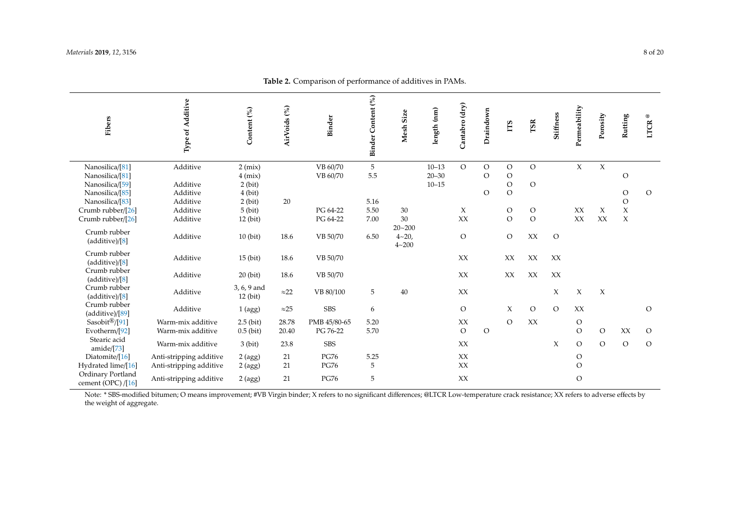**Table 2.** Comparison of performance of additives in PAMs.

| Fibers | Type of Additive | Content (%) | AirVoids (%) | Binder | Binder Content (%) | Mesh Size | length (nm) | Cantabro (dry) | Draindown | ITS | TSR | Stiffness | Permeability | Porosity | Rutting | LTCR @ |
|---|---|---|---|---|---|---|---|---|---|---|---|---|---|---|---|---|
| Nanosilica/[81] | Additive | 2 (mix) | | VB 60/70 | 5 | | 10–13 | O | O | O | O | | X | X | | |
| Nanosilica/[81] | | 4 (mix) | | VB 60/70 | 5.5 | | 20–30 | | O | O | | | | | O | |
| Nanosilica/[59] | Additive | 2 (bit) | | | | | 10–15 | | | O | O | | | | | |
| Nanosilica/[85] | Additive | 4 (bit) | | | | | | | O | O | | | | | O | O |
| Nanosilica/[83] | Additive | 2 (bit) | 20 | | 5.16 | | | | | | | | | | O | |
| Crumb rubber/[26] | Additive | 5 (bit) | | PG 64-22 | 5.50 | 30 | | X | | O | O | | XX | X | X | |
| Crumb rubber/[26] | Additive | 12 (bit) | | PG 64-22 | 7.00 | 30 | | XX | | O | O | | XX | XX | X | |
| Crumb rubber (additive)/[8] | Additive | 10 (bit) | 18.6 | VB 50/70 | 6.50 | 20~200 4~20, 4~200 | | O | | O | XX | O | | | | |
| Crumb rubber (additive)/[8] | Additive | 15 (bit) | 18.6 | VB 50/70 | | | | XX | | XX | XX | XX | | | | |
| Crumb rubber (additive)/[8] | Additive | 20 (bit) | 18.6 | VB 50/70 | | | | XX | | XX | XX | XX | | | | |
| Crumb rubber (additive)/[8] | Additive | 3, 6, 9 and 12 (bit) | ≈22 | VB 80/100 | 5 | 40 | | XX | | | | X | X | X | | |
| Crumb rubber (additive)/[89] | Additive | 1 (agg) | ≈25 | SBS | 6 | | | O | | X | O | O | XX | | | O |
| Sasobit®/[91] | Warm-mix additive | 2.5 (bit) | 28.78 | PMB 45/80-65 | 5.20 | | | XX | | O | XX | | O | | | |
| Evotherm/[92] | Warm-mix additive | 0.5 (bit) | 20.40 | PG 76-22 | 5.70 | | | O | O | | | | O | O | XX | O |
| Stearic acid amide/[73] | Warm-mix additive | 3 (bit) | 23.8 | SBS | | | | XX | | | | X | O | O | O | O |
| Diatomite/[16] | Anti-stripping additive | 2 (agg) | 21 | PG76 | 5.25 | | | XX | | | | | O | | | |
| Hydrated lime/[16] | Anti-stripping additive | 2 (agg) | 21 | PG76 | 5 | | | XX | | | | | O | | | |
| Ordinary Portland cement (OPC) /[16] | Anti-stripping additive | 2 (agg) | 21 | PG76 | 5 | | | XX | | | | | O | | | |

Note: * SBS-modified bitumen; O means improvement; #VB Virgin binder; X refers to no significant differences; @LTCR Low-temperature crack resistance; XX refers to adverse effects by the weight of aggregate.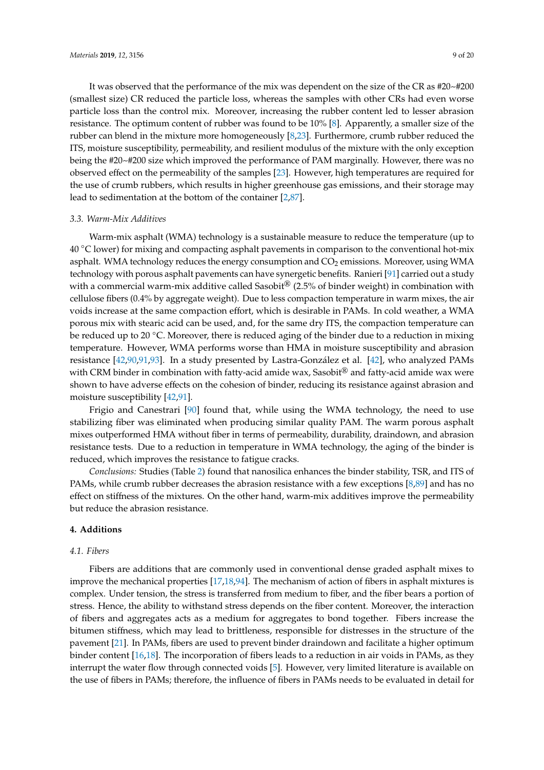It was observed that the performance of the mix was dependent on the size of the CR as #20~#200 (smallest size) CR reduced the particle loss, whereas the samples with other CRs had even worse particle loss than the control mix. Moreover, increasing the rubber content led to lesser abrasion resistance. The optimum content of rubber was found to be 10% [8]. Apparently, a smaller size of the rubber can blend in the mixture more homogeneously [8,23]. Furthermore, crumb rubber reduced the ITS, moisture susceptibility, permeability, and resilient modulus of the mixture with the only exception being the #20~#200 size which improved the performance of PAM marginally. However, there was no observed effect on the permeability of the samples [23]. However, high temperatures are required for the use of crumb rubbers, which results in higher greenhouse gas emissions, and their storage may lead to sedimentation at the bottom of the container [2,87].

### 3.3. Warm-Mix Additives

Warm-mix asphalt (WMA) technology is a sustainable measure to reduce the temperature (up to 40 °C lower) for mixing and compacting asphalt pavements in comparison to the conventional hot-mix asphalt. WMA technology reduces the energy consumption and $CO_2$ emissions. Moreover, using WMA technology with porous asphalt pavements can have synergetic benefits. Ranieri [91] carried out a study with a commercial warm-mix additive called Sasobit® (2.5% of binder weight) in combination with cellulose fibers (0.4% by aggregate weight). Due to less compaction temperature in warm mixes, the air voids increase at the same compaction effort, which is desirable in PAMs. In cold weather, a WMA porous mix with stearic acid can be used, and, for the same dry ITS, the compaction temperature can be reduced up to 20 °C. Moreover, there is reduced aging of the binder due to a reduction in mixing temperature. However, WMA performs worse than HMA in moisture susceptibility and abrasion resistance [42,90,91,93]. In a study presented by Lastra-González et al. [42], who analyzed PAMs with CRM binder in combination with fatty-acid amide wax, Sasobit® and fatty-acid amide wax were shown to have adverse effects on the cohesion of binder, reducing its resistance against abrasion and moisture susceptibility [42,91].

Frigio and Canestrari [90] found that, while using the WMA technology, the need to use stabilizing fiber was eliminated when producing similar quality PAM. The warm porous asphalt mixes outperformed HMA without fiber in terms of permeability, durability, draindown, and abrasion resistance tests. Due to a reduction in temperature in WMA technology, the aging of the binder is reduced, which improves the resistance to fatigue cracks.

*Conclusions:* Studies (Table 2) found that nanosilica enhances the binder stability, TSR, and ITS of PAMs, while crumb rubber decreases the abrasion resistance with a few exceptions [8,89] and has no effect on stiffness of the mixtures. On the other hand, warm-mix additives improve the permeability but reduce the abrasion resistance.

## 4. Additions

### 4.1. Fibers

Fibers are additions that are commonly used in conventional dense graded asphalt mixes to improve the mechanical properties [17,18,94]. The mechanism of action of fibers in asphalt mixtures is complex. Under tension, the stress is transferred from medium to fiber, and the fiber bears a portion of stress. Hence, the ability to withstand stress depends on the fiber content. Moreover, the interaction of fibers and aggregates acts as a medium for aggregates to bond together. Fibers increase the bitumen stiffness, which may lead to brittleness, responsible for distresses in the structure of the pavement [21]. In PAMs, fibers are used to prevent binder draindown and facilitate a higher optimum binder content [16,18]. The incorporation of fibers leads to a reduction in air voids in PAMs, as they interrupt the water flow through connected voids [5]. However, very limited literature is available on the use of fibers in PAMs; therefore, the influence of fibers in PAMs needs to be evaluated in detail for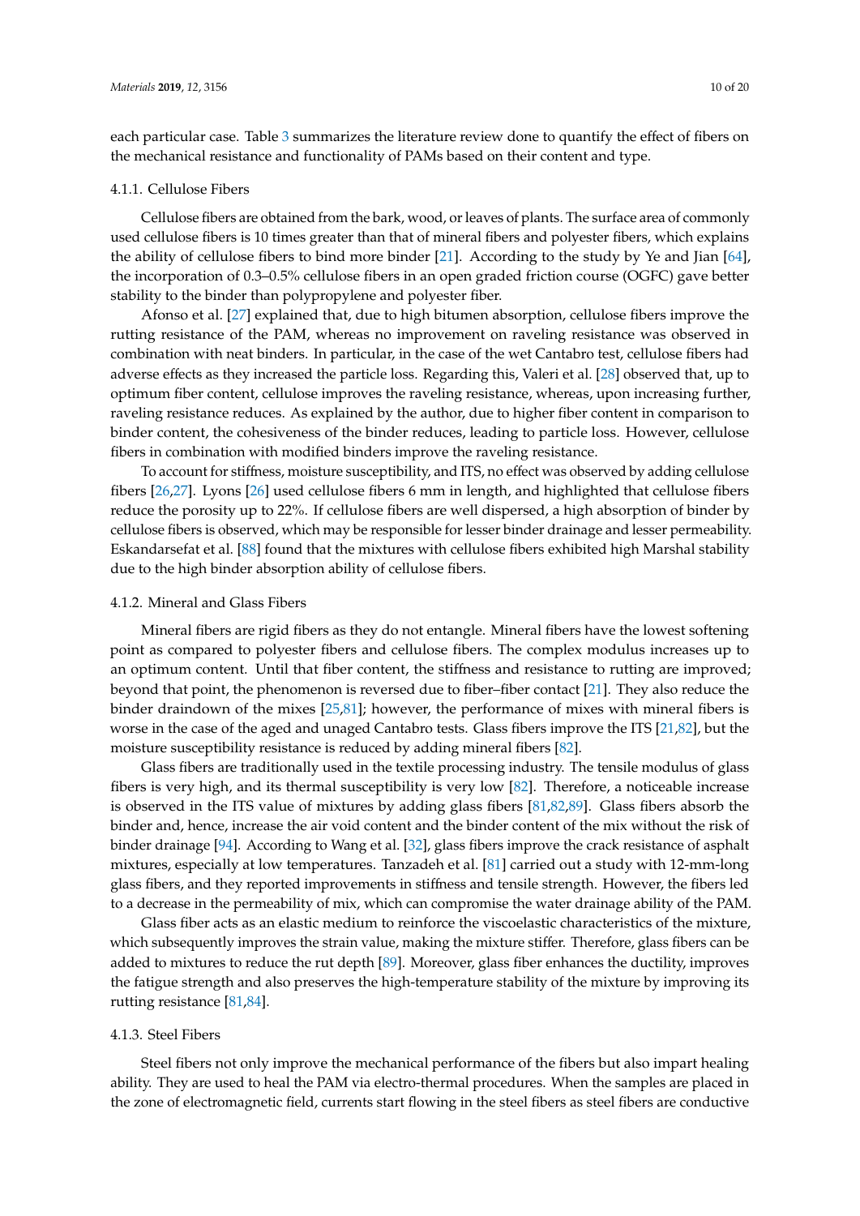each particular case. Table 3 summarizes the literature review done to quantify the effect of fibers on the mechanical resistance and functionality of PAMs based on their content and type.

#### 4.1.1. Cellulose Fibers

Cellulose fibers are obtained from the bark, wood, or leaves of plants. The surface area of commonly used cellulose fibers is 10 times greater than that of mineral fibers and polyester fibers, which explains the ability of cellulose fibers to bind more binder [21]. According to the study by Ye and Jian [64], the incorporation of 0.3–0.5% cellulose fibers in an open graded friction course (OGFC) gave better stability to the binder than polypropylene and polyester fiber.

Afonso et al. [27] explained that, due to high bitumen absorption, cellulose fibers improve the rutting resistance of the PAM, whereas no improvement on raveling resistance was observed in combination with neat binders. In particular, in the case of the wet Cantabro test, cellulose fibers had adverse effects as they increased the particle loss. Regarding this, Valeri et al. [28] observed that, up to optimum fiber content, cellulose improves the raveling resistance, whereas, upon increasing further, raveling resistance reduces. As explained by the author, due to higher fiber content in comparison to binder content, the cohesiveness of the binder reduces, leading to particle loss. However, cellulose fibers in combination with modified binders improve the raveling resistance.

To account for stiffness, moisture susceptibility, and ITS, no effect was observed by adding cellulose fibers [26,27]. Lyons [26] used cellulose fibers 6 mm in length, and highlighted that cellulose fibers reduce the porosity up to 22%. If cellulose fibers are well dispersed, a high absorption of binder by cellulose fibers is observed, which may be responsible for lesser binder drainage and lesser permeability. Eskandarsefat et al. [88] found that the mixtures with cellulose fibers exhibited high Marshal stability due to the high binder absorption ability of cellulose fibers.

#### 4.1.2. Mineral and Glass Fibers

Mineral fibers are rigid fibers as they do not entangle. Mineral fibers have the lowest softening point as compared to polyester fibers and cellulose fibers. The complex modulus increases up to an optimum content. Until that fiber content, the stiffness and resistance to rutting are improved; beyond that point, the phenomenon is reversed due to fiber–fiber contact [21]. They also reduce the binder draindown of the mixes [25,81]; however, the performance of mixes with mineral fibers is worse in the case of the aged and unaged Cantabro tests. Glass fibers improve the ITS [21,82], but the moisture susceptibility resistance is reduced by adding mineral fibers [82].

Glass fibers are traditionally used in the textile processing industry. The tensile modulus of glass fibers is very high, and its thermal susceptibility is very low [82]. Therefore, a noticeable increase is observed in the ITS value of mixtures by adding glass fibers [81,82,89]. Glass fibers absorb the binder and, hence, increase the air void content and the binder content of the mix without the risk of binder drainage [94]. According to Wang et al. [32], glass fibers improve the crack resistance of asphalt mixtures, especially at low temperatures. Tanzadeh et al. [81] carried out a study with 12-mm-long glass fibers, and they reported improvements in stiffness and tensile strength. However, the fibers led to a decrease in the permeability of mix, which can compromise the water drainage ability of the PAM.

Glass fiber acts as an elastic medium to reinforce the viscoelastic characteristics of the mixture, which subsequently improves the strain value, making the mixture stiffer. Therefore, glass fibers can be added to mixtures to reduce the rut depth [89]. Moreover, glass fiber enhances the ductility, improves the fatigue strength and also preserves the high-temperature stability of the mixture by improving its rutting resistance [81,84].

#### 4.1.3. Steel Fibers

Steel fibers not only improve the mechanical performance of the fibers but also impart healing ability. They are used to heal the PAM via electro-thermal procedures. When the samples are placed in the zone of electromagnetic field, currents start flowing in the steel fibers as steel fibers are conductive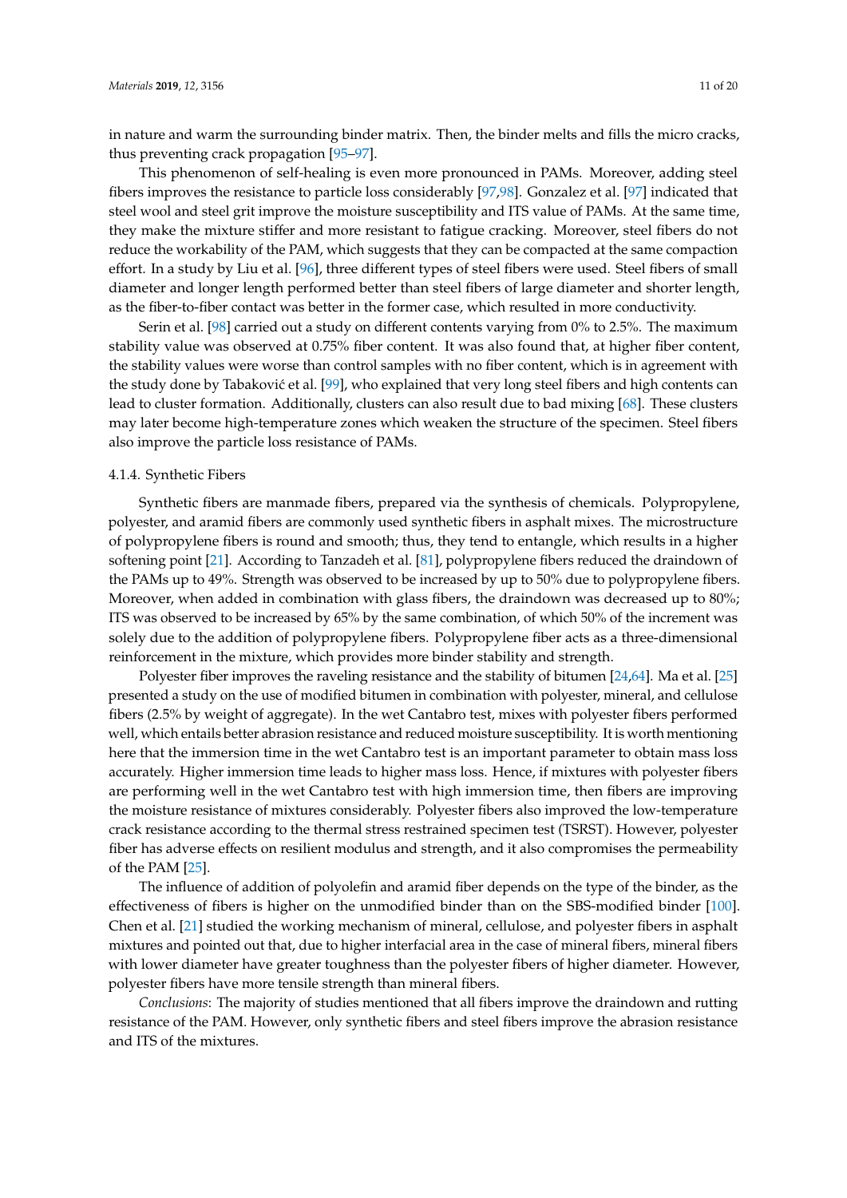in nature and warm the surrounding binder matrix. Then, the binder melts and fills the micro cracks, thus preventing crack propagation [95–97].

This phenomenon of self-healing is even more pronounced in PAMs. Moreover, adding steel fibers improves the resistance to particle loss considerably [97,98]. Gonzalez et al. [97] indicated that steel wool and steel grit improve the moisture susceptibility and ITS value of PAMs. At the same time, they make the mixture stiffer and more resistant to fatigue cracking. Moreover, steel fibers do not reduce the workability of the PAM, which suggests that they can be compacted at the same compaction effort. In a study by Liu et al. [96], three different types of steel fibers were used. Steel fibers of small diameter and longer length performed better than steel fibers of large diameter and shorter length, as the fiber-to-fiber contact was better in the former case, which resulted in more conductivity.

Serin et al. [98] carried out a study on different contents varying from 0% to 2.5%. The maximum stability value was observed at 0.75% fiber content. It was also found that, at higher fiber content, the stability values were worse than control samples with no fiber content, which is in agreement with the study done by Tabaković et al. [99], who explained that very long steel fibers and high contents can lead to cluster formation. Additionally, clusters can also result due to bad mixing [68]. These clusters may later become high-temperature zones which weaken the structure of the specimen. Steel fibers also improve the particle loss resistance of PAMs.

#### 4.1.4. Synthetic Fibers

Synthetic fibers are manmade fibers, prepared via the synthesis of chemicals. Polypropylene, polyester, and aramid fibers are commonly used synthetic fibers in asphalt mixes. The microstructure of polypropylene fibers is round and smooth; thus, they tend to entangle, which results in a higher softening point [21]. According to Tanzadeh et al. [81], polypropylene fibers reduced the draindown of the PAMs up to 49%. Strength was observed to be increased by up to 50% due to polypropylene fibers. Moreover, when added in combination with glass fibers, the draindown was decreased up to 80%; ITS was observed to be increased by 65% by the same combination, of which 50% of the increment was solely due to the addition of polypropylene fibers. Polypropylene fiber acts as a three-dimensional reinforcement in the mixture, which provides more binder stability and strength.

Polyester fiber improves the raveling resistance and the stability of bitumen [24,64]. Ma et al. [25] presented a study on the use of modified bitumen in combination with polyester, mineral, and cellulose fibers (2.5% by weight of aggregate). In the wet Cantabro test, mixes with polyester fibers performed well, which entails better abrasion resistance and reduced moisture susceptibility. It is worth mentioning here that the immersion time in the wet Cantabro test is an important parameter to obtain mass loss accurately. Higher immersion time leads to higher mass loss. Hence, if mixtures with polyester fibers are performing well in the wet Cantabro test with high immersion time, then fibers are improving the moisture resistance of mixtures considerably. Polyester fibers also improved the low-temperature crack resistance according to the thermal stress restrained specimen test (TSRST). However, polyester fiber has adverse effects on resilient modulus and strength, and it also compromises the permeability of the PAM [25].

The influence of addition of polyolefin and aramid fiber depends on the type of the binder, as the effectiveness of fibers is higher on the unmodified binder than on the SBS-modified binder [100]. Chen et al. [21] studied the working mechanism of mineral, cellulose, and polyester fibers in asphalt mixtures and pointed out that, due to higher interfacial area in the case of mineral fibers, mineral fibers with lower diameter have greater toughness than the polyester fibers of higher diameter. However, polyester fibers have more tensile strength than mineral fibers.

*Conclusions*: The majority of studies mentioned that all fibers improve the draindown and rutting resistance of the PAM. However, only synthetic fibers and steel fibers improve the abrasion resistance and ITS of the mixtures.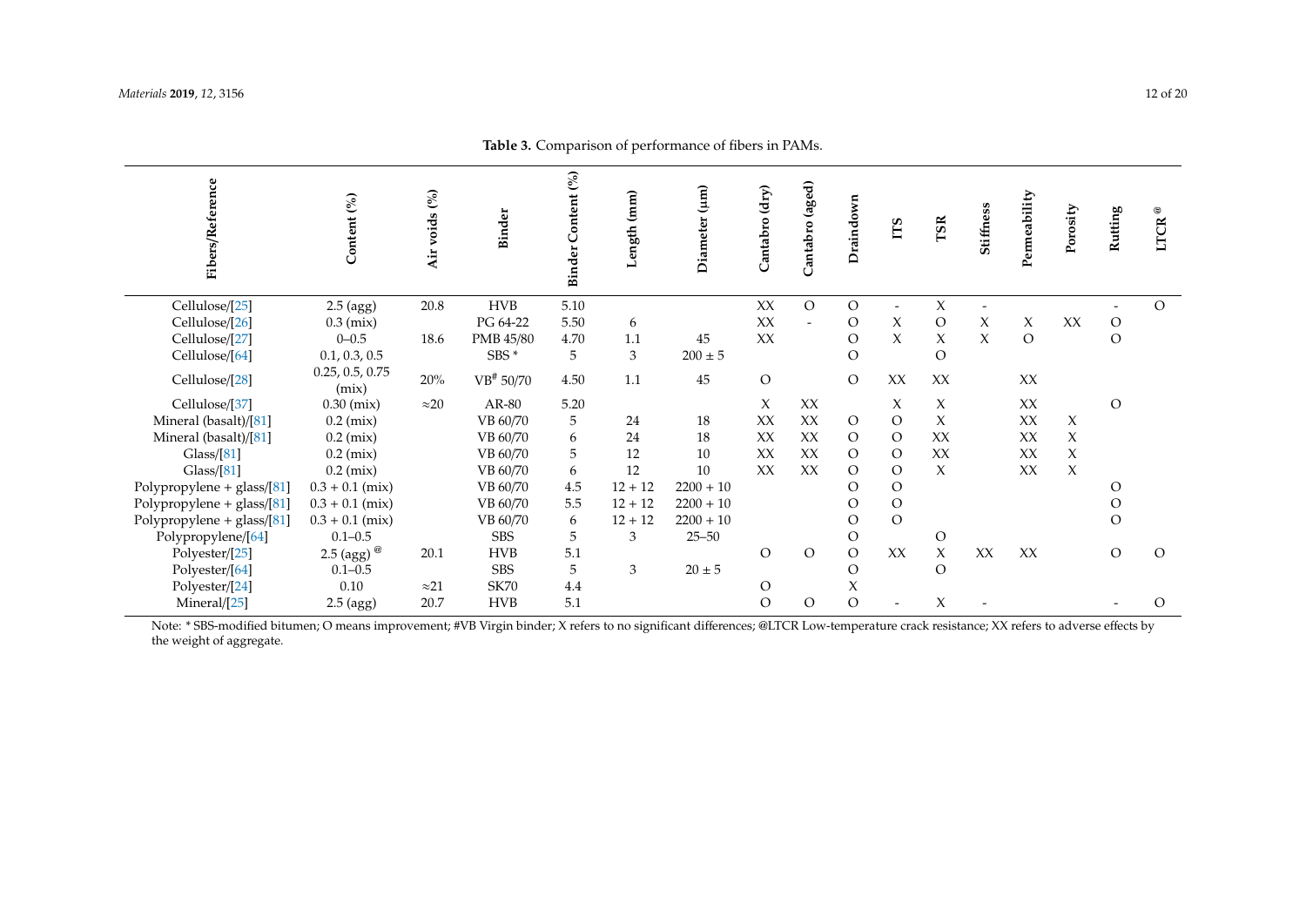**Table 3.** Comparison of performance of fibers in PAMs.

| Fibers/Reference | Content (%) | Air voids (%) | Binder | Binder Content (%) | Length (mm) | Diameter (μm) | Cantabro (dry) | Cantabro (aged) | Draindown | ITS | TSR | Stiffness | Permeability | Porosity | Rutting | LTCR $^{@}$ |
|---|---|---|---|---|---|---|---|---|---|---|---|---|---|---|---|---|
| Cellulose/[25] | 2.5 (agg) | 20.8 | HVB | 5.10 | | | XX | O | O | - | X | - | | | - | O |
| Cellulose/[26] | 0.3 (mix) | | PG 64-22 | 5.50 | 6 | | XX | - | O | X | O | X | X | XX | O | |
| Cellulose/[27] | 0–0.5 | 18.6 | PMB 45/80 | 4.70 | 1.1 | 45 | XX | | O | X | X | X | O | | O | |
| Cellulose/[64] | 0.1, 0.3, 0.5 | | SBS $^{*}$ | 5 | 3 | 200 ± 5 | | | O | | O | | | | | |
| Cellulose/[28] | 0.25, 0.5, 0.75 (mix) | 20% | VB $^{\#}$ 50/70 | 4.50 | 1.1 | 45 | O | | O | XX | XX | | XX | | | |
| Cellulose/[37] | 0.30 (mix) | ≈20 | AR-80 | 5.20 | | | X | XX | | X | X | | XX | | O | |
| Mineral (basalt)/[81] | 0.2 (mix) | | VB 60/70 | 5 | 24 | 18 | XX | XX | O | O | X | | XX | X | | |
| Mineral (basalt)/[81] | 0.2 (mix) | | VB 60/70 | 6 | 24 | 18 | XX | XX | O | O | XX | | XX | X | | |
| Glass/[81] | 0.2 (mix) | | VB 60/70 | 5 | 12 | 10 | XX | XX | O | O | XX | | XX | X | | |
| Glass/[81] | 0.2 (mix) | | VB 60/70 | 6 | 12 | 10 | XX | XX | O | O | X | | XX | X | | |
| Polypropylene + glass/[81] | 0.3 + 0.1 (mix) | | VB 60/70 | 4.5 | 12 + 12 | 2200 + 10 | | | O | O | | | | | O | |
| Polypropylene + glass/[81] | 0.3 + 0.1 (mix) | | VB 60/70 | 5.5 | 12 + 12 | 2200 + 10 | | | O | O | | | | | O | |
| Polypropylene + glass/[81] | 0.3 + 0.1 (mix) | | VB 60/70 | 6 | 12 + 12 | 2200 + 10 | | | O | O | | | | | O | |
| Polypropylene/[64] | 0.1–0.5 | | SBS | 5 | 3 | 25–50 | | | O | | O | | | | | |
| Polyester/[25] | 2.5 (agg) $^{@}$ | 20.1 | HVB | 5.1 | | | O | O | O | XX | X | XX | XX | | O | O |
| Polyester/[64] | 0.1–0.5 | | SBS | 5 | 3 | 20 ± 5 | | | O | | O | | | | | |
| Polyester/[24] | 0.10 | ≈21 | SK70 | 4.4 | | | O | | X | | | | | | | |
| Mineral/[25] | 2.5 (agg) | 20.7 | HVB | 5.1 | | | O | O | O | - | X | - | | | - | O |

Note: * SBS-modified bitumen; O means improvement; #VB Virgin binder; X refers to no significant differences; @LTCR Low-temperature crack resistance; XX refers to adverse effects by the weight of aggregate.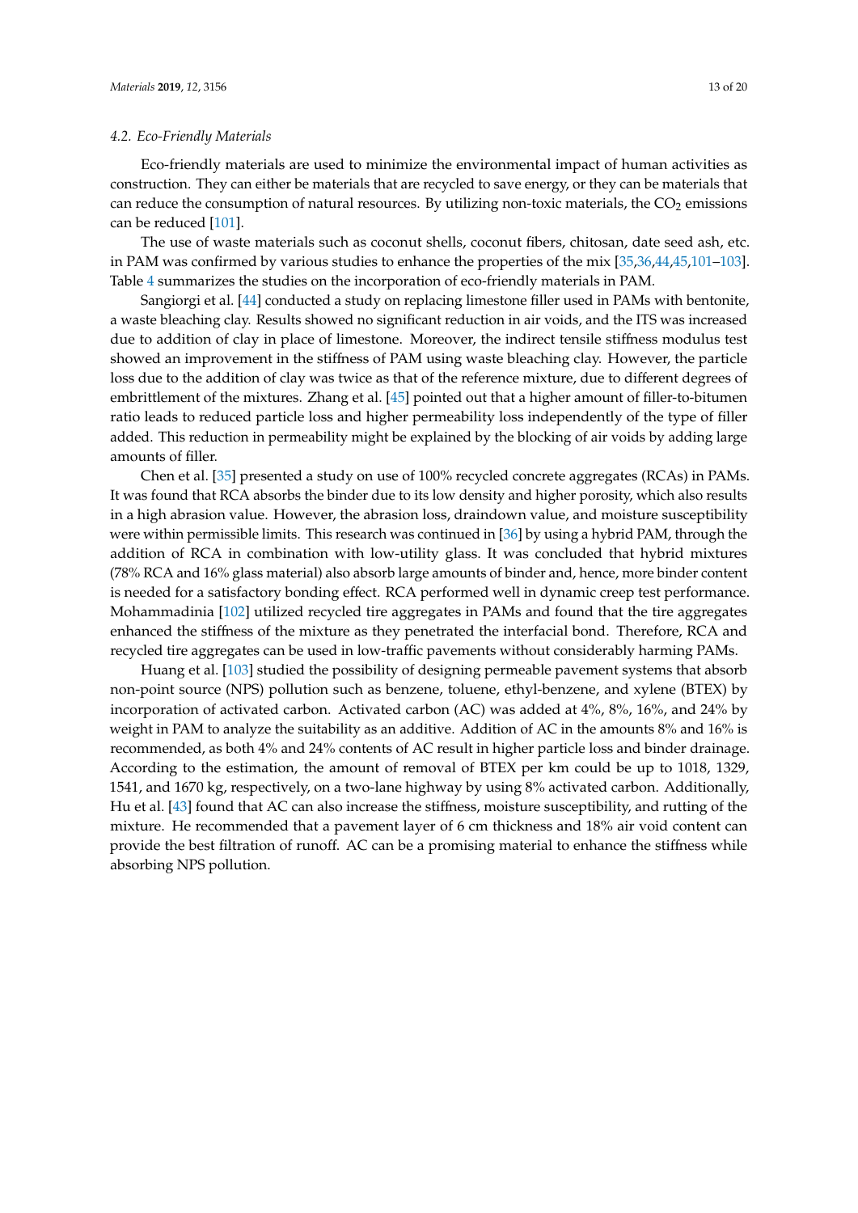### 4.2. Eco-Friendly Materials

Eco-friendly materials are used to minimize the environmental impact of human activities as construction. They can either be materials that are recycled to save energy, or they can be materials that can reduce the consumption of natural resources. By utilizing non-toxic materials, the $CO_2$ emissions can be reduced [101].

The use of waste materials such as coconut shells, coconut fibers, chitosan, date seed ash, etc. in PAM was confirmed by various studies to enhance the properties of the mix [35,36,44,45,101–103]. Table 4 summarizes the studies on the incorporation of eco-friendly materials in PAM.

Sangiorgi et al. [44] conducted a study on replacing limestone filler used in PAMs with bentonite, a waste bleaching clay. Results showed no significant reduction in air voids, and the ITS was increased due to addition of clay in place of limestone. Moreover, the indirect tensile stiffness modulus test showed an improvement in the stiffness of PAM using waste bleaching clay. However, the particle loss due to the addition of clay was twice as that of the reference mixture, due to different degrees of embrittlement of the mixtures. Zhang et al. [45] pointed out that a higher amount of filler-to-bitumen ratio leads to reduced particle loss and higher permeability loss independently of the type of filler added. This reduction in permeability might be explained by the blocking of air voids by adding large amounts of filler.

Chen et al. [35] presented a study on use of 100% recycled concrete aggregates (RCAs) in PAMs. It was found that RCA absorbs the binder due to its low density and higher porosity, which also results in a high abrasion value. However, the abrasion loss, draindown value, and moisture susceptibility were within permissible limits. This research was continued in [36] by using a hybrid PAM, through the addition of RCA in combination with low-utility glass. It was concluded that hybrid mixtures (78% RCA and 16% glass material) also absorb large amounts of binder and, hence, more binder content is needed for a satisfactory bonding effect. RCA performed well in dynamic creep test performance. Mohammadinia [102] utilized recycled tire aggregates in PAMs and found that the tire aggregates enhanced the stiffness of the mixture as they penetrated the interfacial bond. Therefore, RCA and recycled tire aggregates can be used in low-traffic pavements without considerably harming PAMs.

Huang et al. [103] studied the possibility of designing permeable pavement systems that absorb non-point source (NPS) pollution such as benzene, toluene, ethyl-benzene, and xylene (BTEX) by incorporation of activated carbon. Activated carbon (AC) was added at 4%, 8%, 16%, and 24% by weight in PAM to analyze the suitability as an additive. Addition of AC in the amounts 8% and 16% is recommended, as both 4% and 24% contents of AC result in higher particle loss and binder drainage. According to the estimation, the amount of removal of BTEX per km could be up to 1018, 1329, 1541, and 1670 kg, respectively, on a two-lane highway by using 8% activated carbon. Additionally, Hu et al. [43] found that AC can also increase the stiffness, moisture susceptibility, and rutting of the mixture. He recommended that a pavement layer of 6 cm thickness and 18% air void content can provide the best filtration of runoff. AC can be a promising material to enhance the stiffness while absorbing NPS pollution.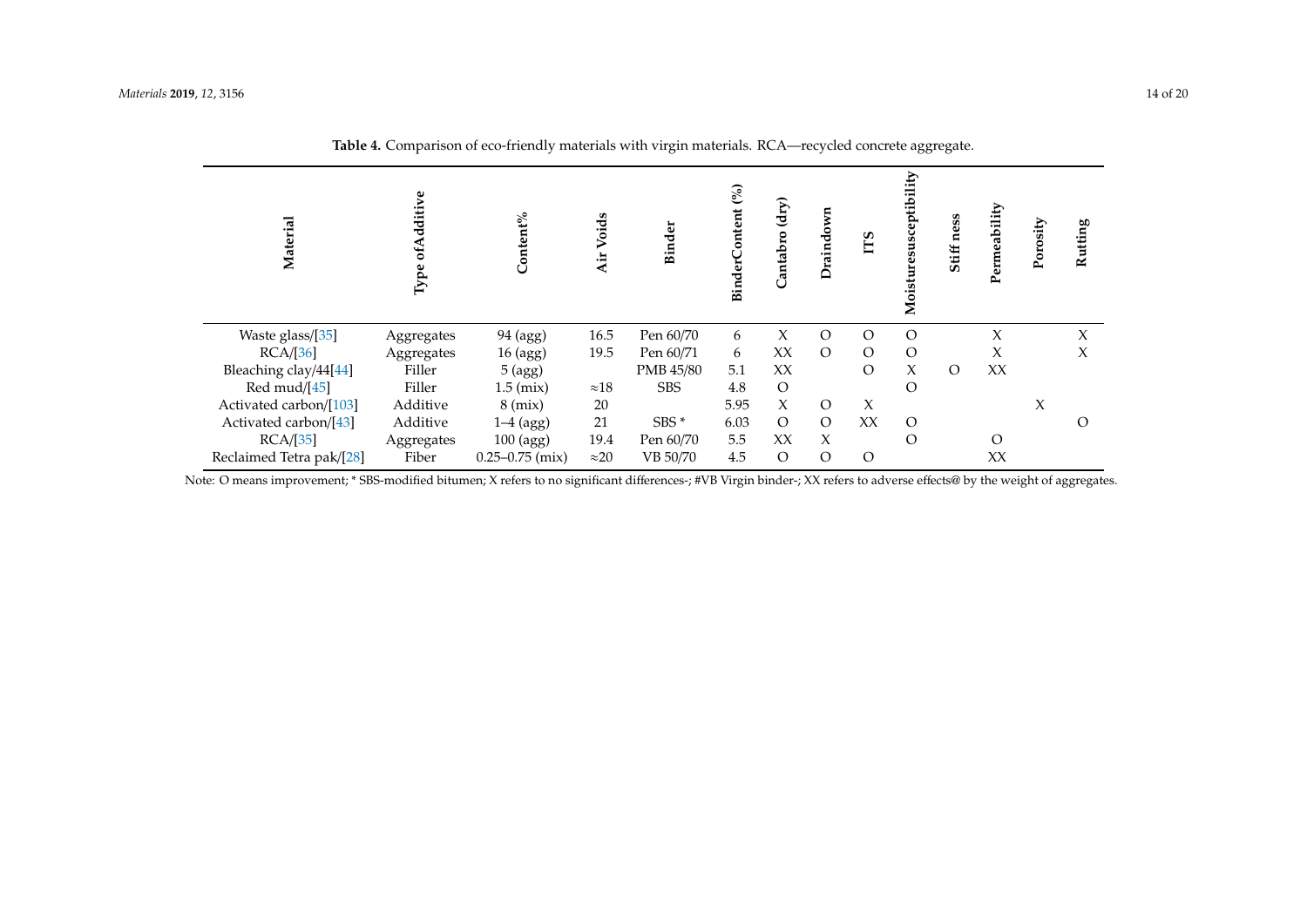**Table 4.** Comparison of eco-friendly materials with virgin materials. RCA—recycled concrete aggregate.

| Material | Type ofAdditive | Content% | Air Voids | Binder | BinderContent (%) | Cantabro (dry) | Draindown | ITS | Moisturesusceptibility | Stiff ness | Permeability | Porosity | Rutting |
|---|---|---|---|---|---|---|---|---|---|---|---|---|---|
| Waste glass/[35] | Aggregates | 94 (agg) | 16.5 | Pen 60/70 | 6 | X | O | O | O | | X | | X |
| RCA/[36] | Aggregates | 16 (agg) | 19.5 | Pen 60/71 | 6 | XX | O | O | O | | X | | X |
| Bleaching clay/44[44] | Filler | 5 (agg) | | PMB 45/80 | 5.1 | XX | | O | X | O | XX | | |
| Red mud/[45] | Filler | 1.5 (mix) | ≈18 | SBS | 4.8 | O | | | O | | | | |
| Activated carbon/[103] | Additive | 8 (mix) | 20 | | 5.95 | X | O | X | | | | X | |
| Activated carbon/[43] | Additive | 1–4 (agg) | 21 | SBS * | 6.03 | O | O | XX | O | | | | O |
| RCA/[35] | Aggregates | 100 (agg) | 19.4 | Pen 60/70 | 5.5 | XX | X | | O | | O | | |
| Reclaimed Tetra pak/[28] | Fiber | 0.25–0.75 (mix) | ≈20 | VB 50/70 | 4.5 | O | O | O | | | XX | | |

Note: O means improvement; * SBS-modified bitumen; X refers to no significant differences-; #VB Virgin binder-; XX refers to adverse effects@ by the weight of aggregates.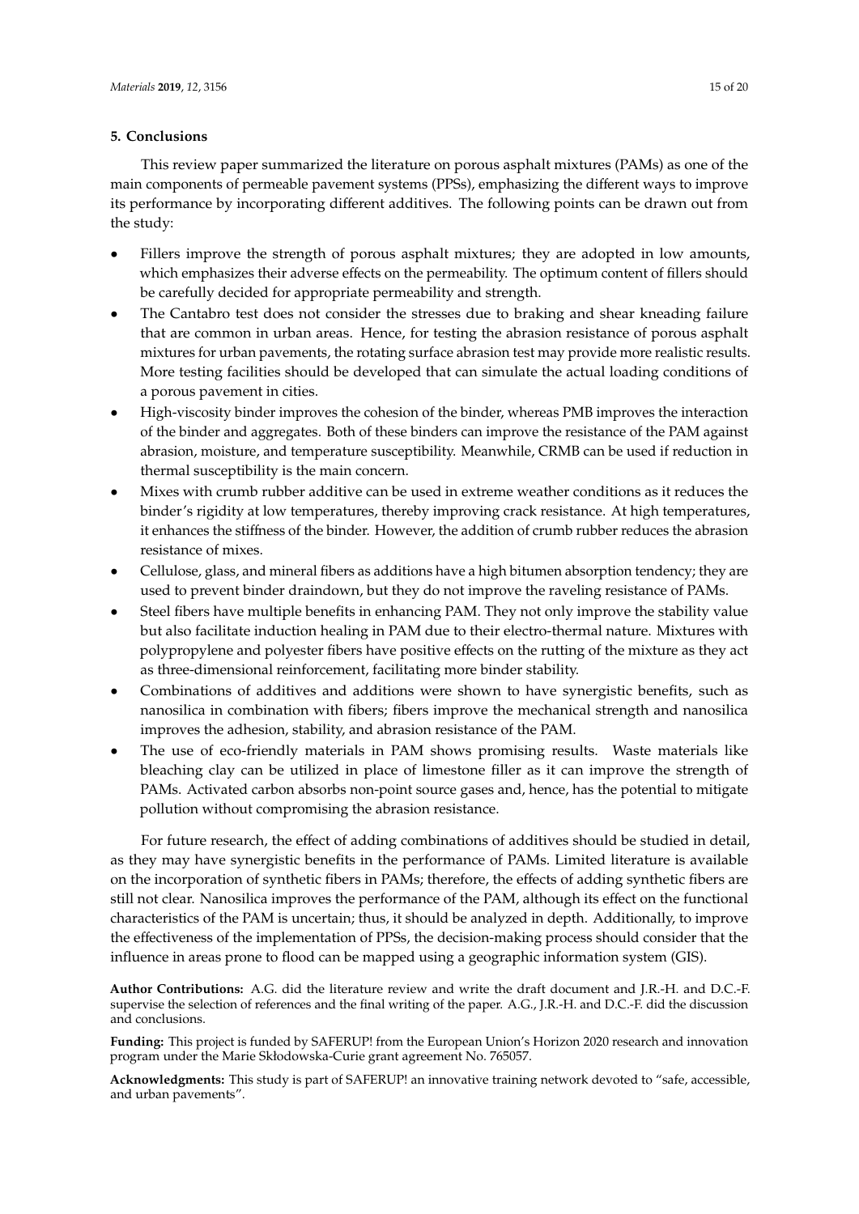## 5. Conclusions

This review paper summarized the literature on porous asphalt mixtures (PAMs) as one of the main components of permeable pavement systems (PPSs), emphasizing the different ways to improve its performance by incorporating different additives. The following points can be drawn out from the study:

- Fillers improve the strength of porous asphalt mixtures; they are adopted in low amounts, which emphasizes their adverse effects on the permeability. The optimum content of fillers should be carefully decided for appropriate permeability and strength.
- The Cantabro test does not consider the stresses due to braking and shear kneading failure that are common in urban areas. Hence, for testing the abrasion resistance of porous asphalt mixtures for urban pavements, the rotating surface abrasion test may provide more realistic results. More testing facilities should be developed that can simulate the actual loading conditions of a porous pavement in cities.
- High-viscosity binder improves the cohesion of the binder, whereas PMB improves the interaction of the binder and aggregates. Both of these binders can improve the resistance of the PAM against abrasion, moisture, and temperature susceptibility. Meanwhile, CRMB can be used if reduction in thermal susceptibility is the main concern.
- Mixes with crumb rubber additive can be used in extreme weather conditions as it reduces the binder's rigidity at low temperatures, thereby improving crack resistance. At high temperatures, it enhances the stiffness of the binder. However, the addition of crumb rubber reduces the abrasion resistance of mixes.
- Cellulose, glass, and mineral fibers as additions have a high bitumen absorption tendency; they are used to prevent binder draindown, but they do not improve the raveling resistance of PAMs.
- Steel fibers have multiple benefits in enhancing PAM. They not only improve the stability value but also facilitate induction healing in PAM due to their electro-thermal nature. Mixtures with polypropylene and polyester fibers have positive effects on the rutting of the mixture as they act as three-dimensional reinforcement, facilitating more binder stability.
- Combinations of additives and additions were shown to have synergistic benefits, such as nanosilica in combination with fibers; fibers improve the mechanical strength and nanosilica improves the adhesion, stability, and abrasion resistance of the PAM.
- The use of eco-friendly materials in PAM shows promising results. Waste materials like bleaching clay can be utilized in place of limestone filler as it can improve the strength of PAMs. Activated carbon absorbs non-point source gases and, hence, has the potential to mitigate pollution without compromising the abrasion resistance.

For future research, the effect of adding combinations of additives should be studied in detail, as they may have synergistic benefits in the performance of PAMs. Limited literature is available on the incorporation of synthetic fibers in PAMs; therefore, the effects of adding synthetic fibers are still not clear. Nanosilica improves the performance of the PAM, although its effect on the functional characteristics of the PAM is uncertain; thus, it should be analyzed in depth. Additionally, to improve the effectiveness of the implementation of PPSs, the decision-making process should consider that the influence in areas prone to flood can be mapped using a geographic information system (GIS).

**Author Contributions:** A.G. did the literature review and write the draft document and J.R.-H. and D.C.-F. supervise the selection of references and the final writing of the paper. A.G., J.R.-H. and D.C.-F. did the discussion and conclusions.

**Funding:** This project is funded by SAFERUP! from the European Union's Horizon 2020 research and innovation program under the Marie Skłodowska-Curie grant agreement No. 765057.

**Acknowledgments:** This study is part of SAFERUP! an innovative training network devoted to "safe, accessible, and urban pavements".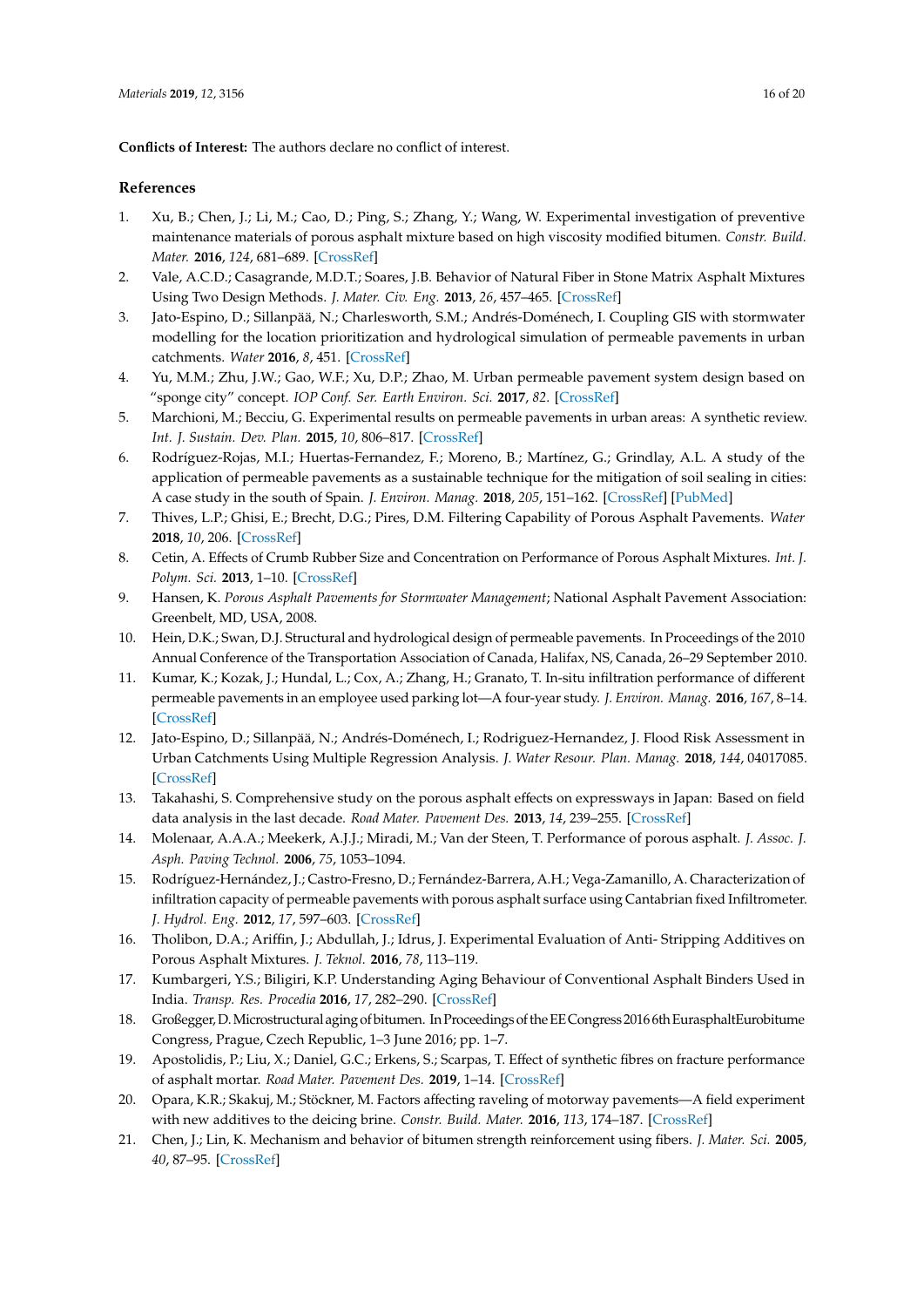**Conflicts of Interest:** The authors declare no conflict of interest.

## References

1. Xu, B.; Chen, J.; Li, M.; Cao, D.; Ping, S.; Zhang, Y.; Wang, W. Experimental investigation of preventive maintenance materials of porous asphalt mixture based on high viscosity modified bitumen. *Constr. Build. Mater.* **2016**, *124*, 681–689. [CrossRef]
2. Vale, A.C.D.; Casagrande, M.D.T.; Soares, J.B. Behavior of Natural Fiber in Stone Matrix Asphalt Mixtures Using Two Design Methods. *J. Mater. Civ. Eng.* **2013**, *26*, 457–465. [CrossRef]
3. Jato-Espino, D.; Sillanpää, N.; Charlesworth, S.M.; Andrés-Doménech, I. Coupling GIS with stormwater modelling for the location prioritization and hydrological simulation of permeable pavements in urban catchments. *Water* **2016**, *8*, 451. [CrossRef]
4. Yu, M.M.; Zhu, J.W.; Gao, W.F.; Xu, D.P.; Zhao, M. Urban permeable pavement system design based on "sponge city" concept. *IOP Conf. Ser. Earth Environ. Sci.* **2017**, *82*. [CrossRef]
5. Marchioni, M.; Becciu, G. Experimental results on permeable pavements in urban areas: A synthetic review. *Int. J. Sustain. Dev. Plan.* **2015**, *10*, 806–817. [CrossRef]
6. Rodríguez-Rojas, M.I.; Huertas-Fernandez, F.; Moreno, B.; Martínez, G.; Grindlay, A.L. A study of the application of permeable pavements as a sustainable technique for the mitigation of soil sealing in cities: A case study in the south of Spain. *J. Environ. Manag.* **2018**, *205*, 151–162. [CrossRef] [PubMed]
7. Thives, L.P.; Ghisi, E.; Brecht, D.G.; Pires, D.M. Filtering Capability of Porous Asphalt Pavements. *Water* **2018**, *10*, 206. [CrossRef]
8. Cetin, A. Effects of Crumb Rubber Size and Concentration on Performance of Porous Asphalt Mixtures. *Int. J. Polym. Sci.* **2013**, 1–10. [CrossRef]
9. Hansen, K. *Porous Asphalt Pavements for Stormwater Management*; National Asphalt Pavement Association: Greenbelt, MD, USA, 2008.
10. Hein, D.K.; Swan, D.J. Structural and hydrological design of permeable pavements. In Proceedings of the 2010 Annual Conference of the Transportation Association of Canada, Halifax, NS, Canada, 26–29 September 2010.
11. Kumar, K.; Kozak, J.; Hundal, L.; Cox, A.; Zhang, H.; Granato, T. In-situ infiltration performance of different permeable pavements in an employee used parking lot—A four-year study. *J. Environ. Manag.* **2016**, *167*, 8–14. [CrossRef]
12. Jato-Espino, D.; Sillanpää, N.; Andrés-Doménech, I.; Rodriguez-Hernandez, J. Flood Risk Assessment in Urban Catchments Using Multiple Regression Analysis. *J. Water Resour. Plan. Manag.* **2018**, *144*, 04017085. [CrossRef]
13. Takahashi, S. Comprehensive study on the porous asphalt effects on expressways in Japan: Based on field data analysis in the last decade. *Road Mater. Pavement Des.* **2013**, *14*, 239–255. [CrossRef]
14. Molenaar, A.A.A.; Meekerk, A.J.J.; Miradi, M.; Van der Steen, T. Performance of porous asphalt. *J. Assoc. J. Asph. Paving Technol.* **2006**, *75*, 1053–1094.
15. Rodríguez-Hernández, J.; Castro-Fresno, D.; Fernández-Barrera, A.H.; Vega-Zamanillo, A. Characterization of infiltration capacity of permeable pavements with porous asphalt surface using Cantabrian fixed Infiltrometer. *J. Hydrol. Eng.* **2012**, *17*, 597–603. [CrossRef]
16. Tholibon, D.A.; Ariffin, J.; Abdullah, J.; Idrus, J. Experimental Evaluation of Anti- Stripping Additives on Porous Asphalt Mixtures. *J. Teknol.* **2016**, *78*, 113–119.
17. Kumbargeri, Y.S.; Biligiri, K.P. Understanding Aging Behaviour of Conventional Asphalt Binders Used in India. *Transp. Res. Procedia* **2016**, *17*, 282–290. [CrossRef]
18. Großegger, D. Microstructural aging of bitumen. In Proceedings of the EE Congress 2016 6th EurasphaltEurobitume Congress, Prague, Czech Republic, 1–3 June 2016; pp. 1–7.
19. Apostolidis, P.; Liu, X.; Daniel, G.C.; Erkens, S.; Scarpas, T. Effect of synthetic fibres on fracture performance of asphalt mortar. *Road Mater. Pavement Des.* **2019**, 1–14. [CrossRef]
20. Opara, K.R.; Skakuj, M.; Stöckner, M. Factors affecting raveling of motorway pavements—A field experiment with new additives to the deicing brine. *Constr. Build. Mater.* **2016**, *113*, 174–187. [CrossRef]
21. Chen, J.; Lin, K. Mechanism and behavior of bitumen strength reinforcement using fibers. *J. Mater. Sci.* **2005**, *40*, 87–95. [CrossRef]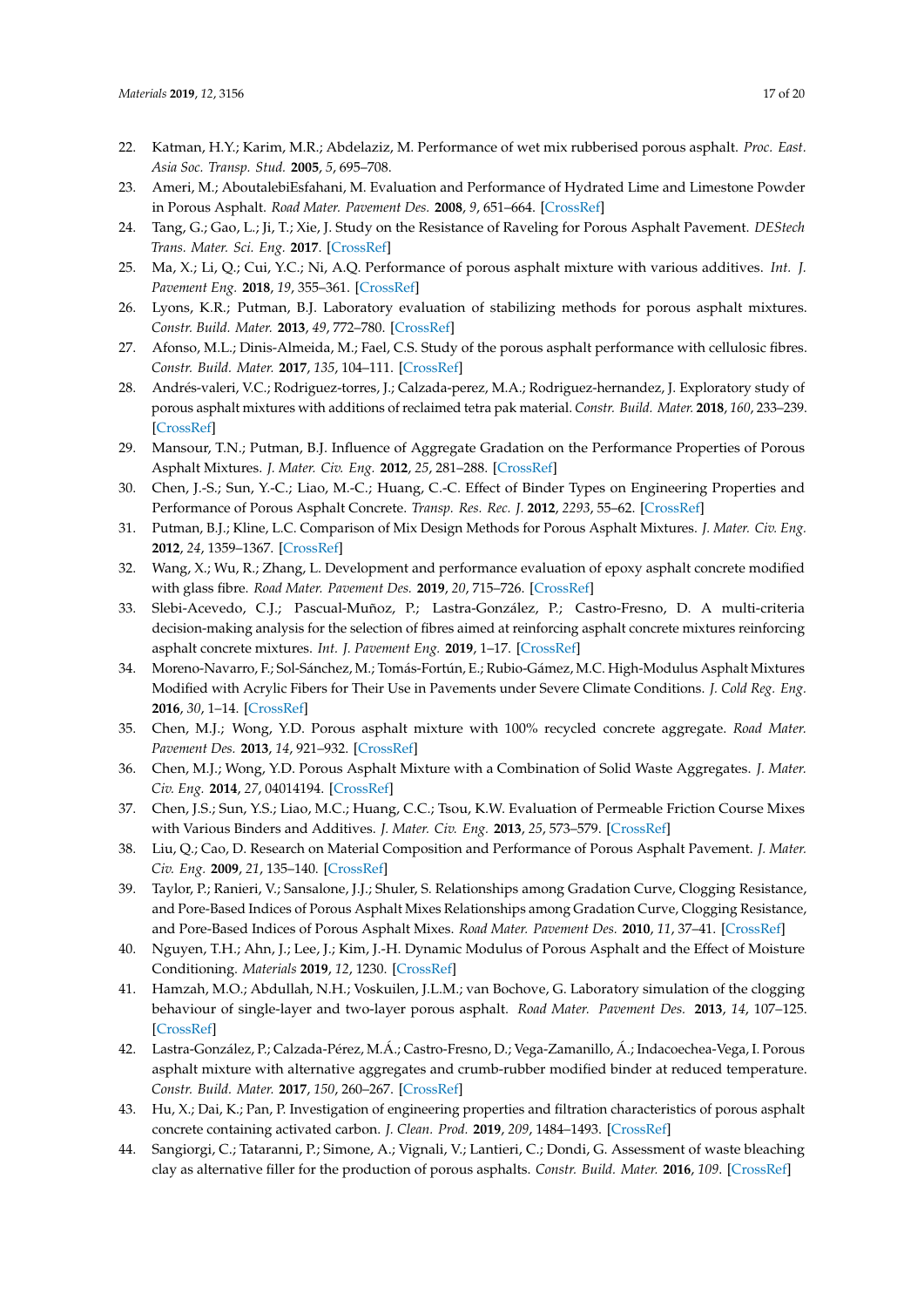22. Katman, H.Y.; Karim, M.R.; Abdelaziz, M. Performance of wet mix rubberised porous asphalt. *Proc. East. Asia Soc. Transp. Stud.* **2005**, *5*, 695–708.
23. Ameri, M.; AboutalebiEsfahani, M. Evaluation and Performance of Hydrated Lime and Limestone Powder in Porous Asphalt. *Road Mater. Pavement Des.* **2008**, *9*, 651–664. [CrossRef]
24. Tang, G.; Gao, L.; Ji, T.; Xie, J. Study on the Resistance of Raveling for Porous Asphalt Pavement. *DEStech Trans. Mater. Sci. Eng.* **2017**. [CrossRef]
25. Ma, X.; Li, Q.; Cui, Y.C.; Ni, A.Q. Performance of porous asphalt mixture with various additives. *Int. J. Pavement Eng.* **2018**, *19*, 355–361. [CrossRef]
26. Lyons, K.R.; Putman, B.J. Laboratory evaluation of stabilizing methods for porous asphalt mixtures. *Constr. Build. Mater.* **2013**, *49*, 772–780. [CrossRef]
27. Afonso, M.L.; Dinis-Almeida, M.; Fael, C.S. Study of the porous asphalt performance with cellulosic fibres. *Constr. Build. Mater.* **2017**, *135*, 104–111. [CrossRef]
28. Andrés-valeri, V.C.; Rodriguez-torres, J.; Calzada-perez, M.A.; Rodriguez-hernandez, J. Exploratory study of porous asphalt mixtures with additions of reclaimed tetra pak material. *Constr. Build. Mater.* **2018**, *160*, 233–239. [CrossRef]
29. Mansour, T.N.; Putman, B.J. Influence of Aggregate Gradation on the Performance Properties of Porous Asphalt Mixtures. *J. Mater. Civ. Eng.* **2012**, *25*, 281–288. [CrossRef]
30. Chen, J.-S.; Sun, Y.-C.; Liao, M.-C.; Huang, C.-C. Effect of Binder Types on Engineering Properties and Performance of Porous Asphalt Concrete. *Transp. Res. Rec. J.* **2012**, *2293*, 55–62. [CrossRef]
31. Putman, B.J.; Kline, L.C. Comparison of Mix Design Methods for Porous Asphalt Mixtures. *J. Mater. Civ. Eng.* **2012**, *24*, 1359–1367. [CrossRef]
32. Wang, X.; Wu, R.; Zhang, L. Development and performance evaluation of epoxy asphalt concrete modified with glass fibre. *Road Mater. Pavement Des.* **2019**, *20*, 715–726. [CrossRef]
33. Slebi-Acevedo, C.J.; Pascual-Muñoz, P.; Lastra-González, P.; Castro-Fresno, D. A multi-criteria decision-making analysis for the selection of fibres aimed at reinforcing asphalt concrete mixtures reinforcing asphalt concrete mixtures. *Int. J. Pavement Eng.* **2019**, 1–17. [CrossRef]
34. Moreno-Navarro, F.; Sol-Sánchez, M.; Tomás-Fortún, E.; Rubio-Gámez, M.C. High-Modulus Asphalt Mixtures Modified with Acrylic Fibers for Their Use in Pavements under Severe Climate Conditions. *J. Cold Reg. Eng.* **2016**, *30*, 1–14. [CrossRef]
35. Chen, M.J.; Wong, Y.D. Porous asphalt mixture with 100% recycled concrete aggregate. *Road Mater. Pavement Des.* **2013**, *14*, 921–932. [CrossRef]
36. Chen, M.J.; Wong, Y.D. Porous Asphalt Mixture with a Combination of Solid Waste Aggregates. *J. Mater. Civ. Eng.* **2014**, *27*, 04014194. [CrossRef]
37. Chen, J.S.; Sun, Y.S.; Liao, M.C.; Huang, C.C.; Tsou, K.W. Evaluation of Permeable Friction Course Mixes with Various Binders and Additives. *J. Mater. Civ. Eng.* **2013**, *25*, 573–579. [CrossRef]
38. Liu, Q.; Cao, D. Research on Material Composition and Performance of Porous Asphalt Pavement. *J. Mater. Civ. Eng.* **2009**, *21*, 135–140. [CrossRef]
39. Taylor, P.; Ranieri, V.; Sansalone, J.J.; Shuler, S. Relationships among Gradation Curve, Clogging Resistance, and Pore-Based Indices of Porous Asphalt Mixes Relationships among Gradation Curve, Clogging Resistance, and Pore-Based Indices of Porous Asphalt Mixes. *Road Mater. Pavement Des.* **2010**, *11*, 37–41. [CrossRef]
40. Nguyen, T.H.; Ahn, J.; Lee, J.; Kim, J.-H. Dynamic Modulus of Porous Asphalt and the Effect of Moisture Conditioning. *Materials* **2019**, *12*, 1230. [CrossRef]
41. Hamzah, M.O.; Abdullah, N.H.; Voskuilen, J.L.M.; van Bochove, G. Laboratory simulation of the clogging behaviour of single-layer and two-layer porous asphalt. *Road Mater. Pavement Des.* **2013**, *14*, 107–125. [CrossRef]
42. Lastra-González, P.; Calzada-Pérez, M.Á.; Castro-Fresno, D.; Vega-Zamanillo, Á.; Indacoechea-Vega, I. Porous asphalt mixture with alternative aggregates and crumb-rubber modified binder at reduced temperature. *Constr. Build. Mater.* **2017**, *150*, 260–267. [CrossRef]
43. Hu, X.; Dai, K.; Pan, P. Investigation of engineering properties and filtration characteristics of porous asphalt concrete containing activated carbon. *J. Clean. Prod.* **2019**, *209*, 1484–1493. [CrossRef]
44. Sangiorgi, C.; Tataranni, P.; Simone, A.; Vignali, V.; Lantieri, C.; Dondi, G. Assessment of waste bleaching clay as alternative filler for the production of porous asphalts. *Constr. Build. Mater.* **2016**, *109*. [CrossRef]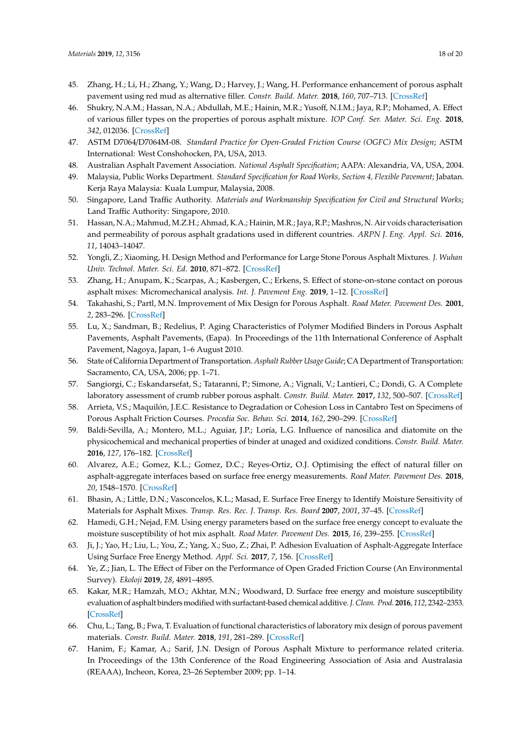45. Zhang, H.; Li, H.; Zhang, Y.; Wang, D.; Harvey, J.; Wang, H. Performance enhancement of porous asphalt pavement using red mud as alternative filler. *Constr. Build. Mater.* **2018**, *160*, 707–713. [CrossRef]
46. Shukry, N.A.M.; Hassan, N.A.; Abdullah, M.E.; Hainin, M.R.; Yusoff, N.I.M.; Jaya, R.P.; Mohamed, A. Effect of various filler types on the properties of porous asphalt mixture. *IOP Conf. Ser. Mater. Sci. Eng.* **2018**, *342*, 012036. [CrossRef]
47. ASTM D7064/D7064M-08. *Standard Practice for Open-Graded Friction Course (OGFC) Mix Design*; ASTM International: West Conshohocken, PA, USA, 2013.
48. Australian Asphalt Pavement Association. *National Asphalt Specification*; AAPA: Alexandria, VA, USA, 2004.
49. Malaysia, Public Works Department. *Standard Specification for Road Works, Section 4, Flexible Pavement*; Jabatan. Kerja Raya Malaysia: Kuala Lumpur, Malaysia, 2008.
50. Singapore, Land Traffic Authority. *Materials and Workmanship Specification for Civil and Structural Works*; Land Traffic Authority: Singapore, 2010.
51. Hassan, N.A.; Mahmud, M.Z.H.; Ahmad, K.A.; Hainin, M.R.; Jaya, R.P.; Mashros, N. Air voids characterisation and permeability of porous asphalt gradations used in different countries. *ARPN J. Eng. Appl. Sci.* **2016**, *11*, 14043–14047.
52. Yongli, Z.; Xiaoming, H. Design Method and Performance for Large Stone Porous Asphalt Mixtures. *J. Wuhan Univ. Technol. Mater. Sci. Ed.* **2010**, 871–872. [CrossRef]
53. Zhang, H.; Anupam, K.; Scarpas, A.; Kasbergen, C.; Erkens, S. Effect of stone-on-stone contact on porous asphalt mixes: Micromechanical analysis. *Int. J. Pavement Eng.* **2019**, 1–12. [CrossRef]
54. Takahashi, S.; Partl, M.N. Improvement of Mix Design for Porous Asphalt. *Road Mater. Pavement Des.* **2001**, *2*, 283–296. [CrossRef]
55. Lu, X.; Sandman, B.; Redelius, P. Aging Characteristics of Polymer Modified Binders in Porous Asphalt Pavements, Asphalt Pavements, (Eapa). In Proceedings of the 11th International Conference of Asphalt Pavement, Nagoya, Japan, 1–6 August 2010.
56. State of California Department of Transportation. *Asphalt Rubber Usage Guide*; CA Department of Transportation: Sacramento, CA, USA, 2006; pp. 1–71.
57. Sangiorgi, C.; Eskandarsefat, S.; Tataranni, P.; Simone, A.; Vignali, V.; Lantieri, C.; Dondi, G. A Complete laboratory assessment of crumb rubber porous asphalt. *Constr. Build. Mater.* **2017**, *132*, 500–507. [CrossRef]
58. Arrieta, V.S.; Maquilón, J.E.C. Resistance to Degradation or Cohesion Loss in Cantabro Test on Specimens of Porous Asphalt Friction Courses. *Procedia Soc. Behav. Sci.* **2014**, *162*, 290–299. [CrossRef]
59. Baldi-Sevilla, A.; Montero, M.L.; Aguiar, J.P.; Loría, L.G. Influence of nanosilica and diatomite on the physicochemical and mechanical properties of binder at unaged and oxidized conditions. *Constr. Build. Mater.* **2016**, *127*, 176–182. [CrossRef]
60. Alvarez, A.E.; Gomez, K.L.; Gomez, D.C.; Reyes-Ortiz, O.J. Optimising the effect of natural filler on asphalt-aggregate interfaces based on surface free energy measurements. *Road Mater. Pavement Des.* **2018**, *20*, 1548–1570. [CrossRef]
61. Bhasin, A.; Little, D.N.; Vasconcelos, K.L.; Masad, E. Surface Free Energy to Identify Moisture Sensitivity of Materials for Asphalt Mixes. *Transp. Res. Rec. J. Transp. Res. Board* **2007**, *2001*, 37–45. [CrossRef]
62. Hamedi, G.H.; Nejad, F.M. Using energy parameters based on the surface free energy concept to evaluate the moisture susceptibility of hot mix asphalt. *Road Mater. Pavement Des.* **2015**, *16*, 239–255. [CrossRef]
63. Ji, J.; Yao, H.; Liu, L.; You, Z.; Yang, X.; Suo, Z.; Zhai, P. Adhesion Evaluation of Asphalt-Aggregate Interface Using Surface Free Energy Method. *Appl. Sci.* **2017**, *7*, 156. [CrossRef]
64. Ye, Z.; Jian, L. The Effect of Fiber on the Performance of Open Graded Friction Course (An Environmental Survey). *Ekoloji* **2019**, *28*, 4891–4895.
65. Kakar, M.R.; Hamzah, M.O.; Akhtar, M.N.; Woodward, D. Surface free energy and moisture susceptibility evaluation of asphalt binders modified with surfactant-based chemical additive. *J. Clean. Prod.* **2016**, *112*, 2342–2353. [CrossRef]
66. Chu, L.; Tang, B.; Fwa, T. Evaluation of functional characteristics of laboratory mix design of porous pavement materials. *Constr. Build. Mater.* **2018**, *191*, 281–289. [CrossRef]
67. Hanim, F.; Kamar, A.; Sarif, J.N. Design of Porous Asphalt Mixture to performance related criteria. In Proceedings of the 13th Conference of the Road Engineering Association of Asia and Australasia (REAAA), Incheon, Korea, 23–26 September 2009; pp. 1–14.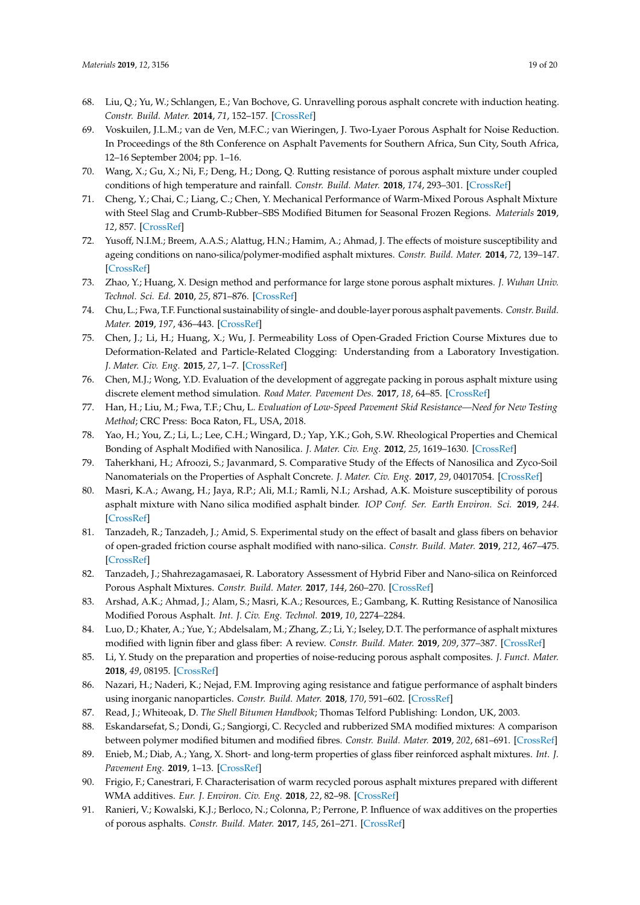68. Liu, Q.; Yu, W.; Schlangen, E.; Van Bochove, G. Unravelling porous asphalt concrete with induction heating. *Constr. Build. Mater.* **2014**, *71*, 152–157. [CrossRef]
69. Voskuilen, J.L.M.; van de Ven, M.F.C.; van Wieringen, J. Two-Lyaer Porous Asphalt for Noise Reduction. In Proceedings of the 8th Conference on Asphalt Pavements for Southern Africa, Sun City, South Africa, 12–16 September 2004; pp. 1–16.
70. Wang, X.; Gu, X.; Ni, F.; Deng, H.; Dong, Q. Rutting resistance of porous asphalt mixture under coupled conditions of high temperature and rainfall. *Constr. Build. Mater.* **2018**, *174*, 293–301. [CrossRef]
71. Cheng, Y.; Chai, C.; Liang, C.; Chen, Y. Mechanical Performance of Warm-Mixed Porous Asphalt Mixture with Steel Slag and Crumb-Rubber–SBS Modified Bitumen for Seasonal Frozen Regions. *Materials* **2019**, *12*, 857. [CrossRef]
72. Yusoff, N.I.M.; Breem, A.A.S.; Alattug, H.N.; Hamim, A.; Ahmad, J. The effects of moisture susceptibility and ageing conditions on nano-silica/polymer-modified asphalt mixtures. *Constr. Build. Mater.* **2014**, *72*, 139–147. [CrossRef]
73. Zhao, Y.; Huang, X. Design method and performance for large stone porous asphalt mixtures. *J. Wuhan Univ. Technol. Sci. Ed.* **2010**, *25*, 871–876. [CrossRef]
74. Chu, L.; Fwa, T.F. Functional sustainability of single- and double-layer porous asphalt pavements. *Constr. Build. Mater.* **2019**, *197*, 436–443. [CrossRef]
75. Chen, J.; Li, H.; Huang, X.; Wu, J. Permeability Loss of Open-Graded Friction Course Mixtures due to Deformation-Related and Particle-Related Clogging: Understanding from a Laboratory Investigation. *J. Mater. Civ. Eng.* **2015**, *27*, 1–7. [CrossRef]
76. Chen, M.J.; Wong, Y.D. Evaluation of the development of aggregate packing in porous asphalt mixture using discrete element method simulation. *Road Mater. Pavement Des.* **2017**, *18*, 64–85. [CrossRef]
77. Han, H.; Liu, M.; Fwa, T.F.; Chu, L. *Evaluation of Low-Speed Pavement Skid Resistance—Need for New Testing Method*; CRC Press: Boca Raton, FL, USA, 2018.
78. Yao, H.; You, Z.; Li, L.; Lee, C.H.; Wingard, D.; Yap, Y.K.; Goh, S.W. Rheological Properties and Chemical Bonding of Asphalt Modified with Nanosilica. *J. Mater. Civ. Eng.* **2012**, *25*, 1619–1630. [CrossRef]
79. Taherkhani, H.; Afroozi, S.; Javanmard, S. Comparative Study of the Effects of Nanosilica and Zyco-Soil Nanomaterials on the Properties of Asphalt Concrete. *J. Mater. Civ. Eng.* **2017**, *29*, 04017054. [CrossRef]
80. Masri, K.A.; Awang, H.; Jaya, R.P.; Ali, M.I.; Ramli, N.I.; Arshad, A.K. Moisture susceptibility of porous asphalt mixture with Nano silica modified asphalt binder. *IOP Conf. Ser. Earth Environ. Sci.* **2019**, *244*. [CrossRef]
81. Tanzadeh, R.; Tanzadeh, J.; Amid, S. Experimental study on the effect of basalt and glass fibers on behavior of open-graded friction course asphalt modified with nano-silica. *Constr. Build. Mater.* **2019**, *212*, 467–475. [CrossRef]
82. Tanzadeh, J.; Shahrezagamasaei, R. Laboratory Assessment of Hybrid Fiber and Nano-silica on Reinforced Porous Asphalt Mixtures. *Constr. Build. Mater.* **2017**, *144*, 260–270. [CrossRef]
83. Arshad, A.K.; Ahmad, J.; Alam, S.; Masri, K.A.; Resources, E.; Gambang, K. Rutting Resistance of Nanosilica Modified Porous Asphalt. *Int. J. Civ. Eng. Technol.* **2019**, *10*, 2274–2284.
84. Luo, D.; Khater, A.; Yue, Y.; Abdelsalam, M.; Zhang, Z.; Li, Y.; Iseley, D.T. The performance of asphalt mixtures modified with lignin fiber and glass fiber: A review. *Constr. Build. Mater.* **2019**, *209*, 377–387. [CrossRef]
85. Li, Y. Study on the preparation and properties of noise-reducing porous asphalt composites. *J. Funct. Mater.* **2018**, *49*, 08195. [CrossRef]
86. Nazari, H.; Naderi, K.; Nejad, F.M. Improving aging resistance and fatigue performance of asphalt binders using inorganic nanoparticles. *Constr. Build. Mater.* **2018**, *170*, 591–602. [CrossRef]
87. Read, J.; Whiteoak, D. *The Shell Bitumen Handbook*; Thomas Telford Publishing: London, UK, 2003.
88. Eskandarsefat, S.; Dondi, G.; Sangiorgi, C. Recycled and rubberized SMA modified mixtures: A comparison between polymer modified bitumen and modified fibres. *Constr. Build. Mater.* **2019**, *202*, 681–691. [CrossRef]
89. Enieb, M.; Diab, A.; Yang, X. Short- and long-term properties of glass fiber reinforced asphalt mixtures. *Int. J. Pavement Eng.* **2019**, 1–13. [CrossRef]
90. Frigio, F.; Canestrari, F. Characterisation of warm recycled porous asphalt mixtures prepared with different WMA additives. *Eur. J. Environ. Civ. Eng.* **2018**, *22*, 82–98. [CrossRef]
91. Ranieri, V.; Kowalski, K.J.; Berloco, N.; Colonna, P.; Perrone, P. Influence of wax additives on the properties of porous asphalts. *Constr. Build. Mater.* **2017**, *145*, 261–271. [CrossRef]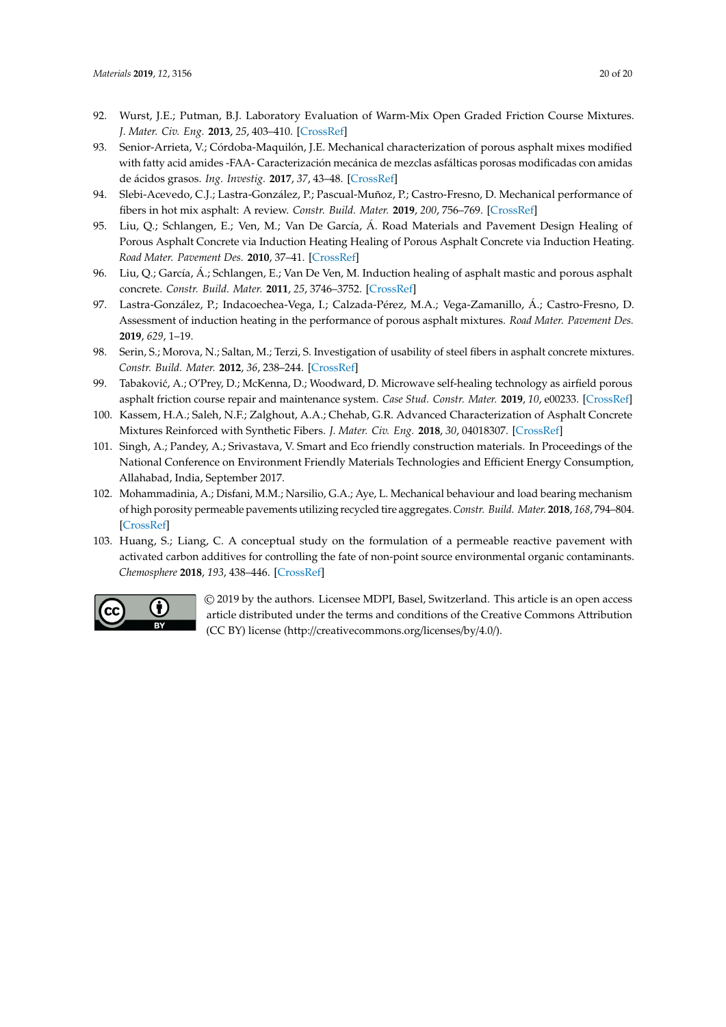92. Wurst, J.E.; Putman, B.J. Laboratory Evaluation of Warm-Mix Open Graded Friction Course Mixtures. *J. Mater. Civ. Eng.* **2013**, *25*, 403–410. [CrossRef]
93. Senior-Arrieta, V.; Córdoba-Maquilón, J.E. Mechanical characterization of porous asphalt mixes modified with fatty acid amides -FAA- Caracterización mecánica de mezclas asfálticas porosas modificadas con amidas de ácidos grasos. *Ing. Investig.* **2017**, *37*, 43–48. [CrossRef]
94. Slebi-Acevedo, C.J.; Lastra-González, P.; Pascual-Muñoz, P.; Castro-Fresno, D. Mechanical performance of fibers in hot mix asphalt: A review. *Constr. Build. Mater.* **2019**, *200*, 756–769. [CrossRef]
95. Liu, Q.; Schlangen, E.; Ven, M.; Van De García, Á. Road Materials and Pavement Design Healing of Porous Asphalt Concrete via Induction Heating Healing of Porous Asphalt Concrete via Induction Heating. *Road Mater. Pavement Des.* **2010**, 37–41. [CrossRef]
96. Liu, Q.; García, Á.; Schlangen, E.; Van De Ven, M. Induction healing of asphalt mastic and porous asphalt concrete. *Constr. Build. Mater.* **2011**, *25*, 3746–3752. [CrossRef]
97. Lastra-González, P.; Indacoechea-Vega, I.; Calzada-Pérez, M.A.; Vega-Zamanillo, Á.; Castro-Fresno, D. Assessment of induction heating in the performance of porous asphalt mixtures. *Road Mater. Pavement Des.* **2019**, *629*, 1–19.
98. Serin, S.; Morova, N.; Saltan, M.; Terzi, S. Investigation of usability of steel fibers in asphalt concrete mixtures. *Constr. Build. Mater.* **2012**, *36*, 238–244. [CrossRef]
99. Tabaković, A.; O'Prey, D.; McKenna, D.; Woodward, D. Microwave self-healing technology as airfield porous asphalt friction course repair and maintenance system. *Case Stud. Constr. Mater.* **2019**, *10*, e00233. [CrossRef]
100. Kassem, H.A.; Saleh, N.F.; Zalghout, A.A.; Chehab, G.R. Advanced Characterization of Asphalt Concrete Mixtures Reinforced with Synthetic Fibers. *J. Mater. Civ. Eng.* **2018**, *30*, 04018307. [CrossRef]
101. Singh, A.; Pandey, A.; Srivastava, V. Smart and Eco friendly construction materials. In Proceedings of the National Conference on Environment Friendly Materials Technologies and Efficient Energy Consumption, Allahabad, India, September 2017.
102. Mohammadinia, A.; Disfani, M.M.; Narsilio, G.A.; Aye, L. Mechanical behaviour and load bearing mechanism of high porosity permeable pavements utilizing recycled tire aggregates. *Constr. Build. Mater.* **2018**, *168*, 794–804. [CrossRef]
103. Huang, S.; Liang, C. A conceptual study on the formulation of a permeable reactive pavement with activated carbon additives for controlling the fate of non-point source environmental organic contaminants. *Chemosphere* **2018**, *193*, 438–446. [CrossRef]

© 2019 by the authors. Licensee MDPI, Basel, Switzerland. This article is an open access article distributed under the terms and conditions of the Creative Commons Attribution (CC BY) license (http://creativecommons.org/licenses/by/4.0/).